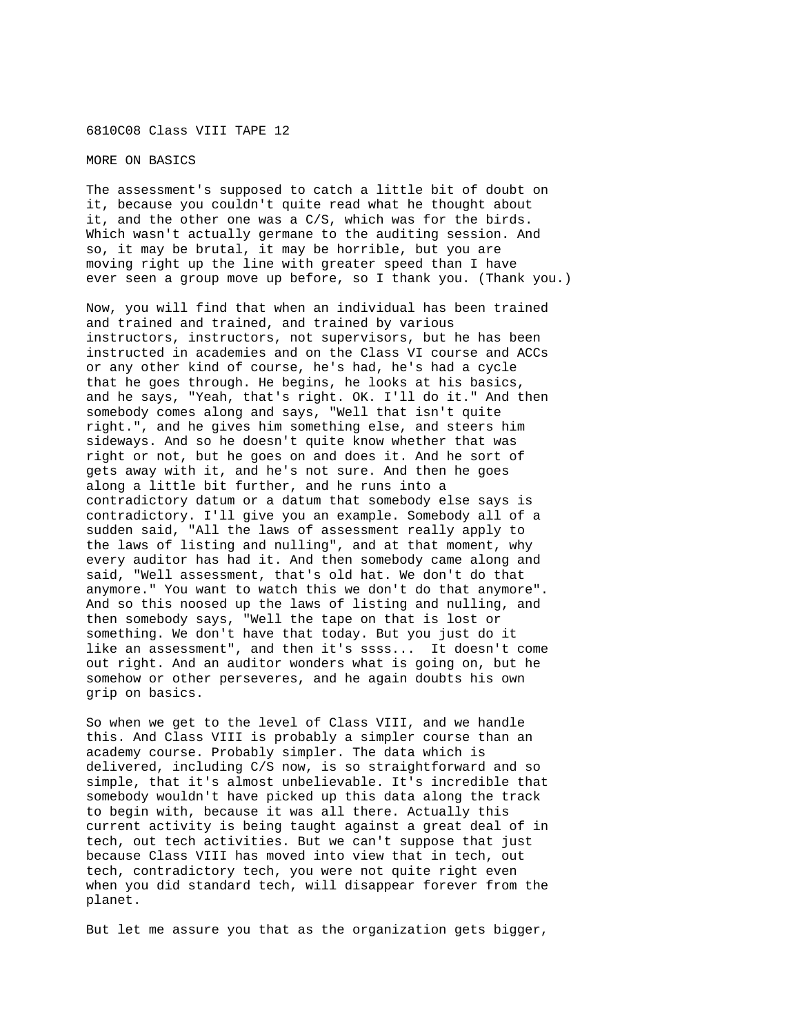6810C08 Class VIII TAPE 12

MORE ON BASICS

The assessment's supposed to catch a little bit of doubt on it, because you couldn't quite read what he thought about it, and the other one was a C/S, which was for the birds. Which wasn't actually germane to the auditing session. And so, it may be brutal, it may be horrible, but you are moving right up the line with greater speed than I have ever seen a group move up before, so I thank you. (Thank you.)

Now, you will find that when an individual has been trained and trained and trained, and trained by various instructors, instructors, not supervisors, but he has been instructed in academies and on the Class VI course and ACCs or any other kind of course, he's had, he's had a cycle that he goes through. He begins, he looks at his basics, and he says, "Yeah, that's right. OK. I'll do it." And then somebody comes along and says, "Well that isn't quite right.", and he gives him something else, and steers him sideways. And so he doesn't quite know whether that was right or not, but he goes on and does it. And he sort of gets away with it, and he's not sure. And then he goes along a little bit further, and he runs into a contradictory datum or a datum that somebody else says is contradictory. I'll give you an example. Somebody all of a sudden said, "All the laws of assessment really apply to the laws of listing and nulling", and at that moment, why every auditor has had it. And then somebody came along and said, "Well assessment, that's old hat. We don't do that anymore." You want to watch this we don't do that anymore". And so this noosed up the laws of listing and nulling, and then somebody says, "Well the tape on that is lost or something. We don't have that today. But you just do it like an assessment", and then it's ssss... It doesn't come out right. And an auditor wonders what is going on, but he somehow or other perseveres, and he again doubts his own grip on basics.

So when we get to the level of Class VIII, and we handle this. And Class VIII is probably a simpler course than an academy course. Probably simpler. The data which is delivered, including C/S now, is so straightforward and so simple, that it's almost unbelievable. It's incredible that somebody wouldn't have picked up this data along the track to begin with, because it was all there. Actually this current activity is being taught against a great deal of in tech, out tech activities. But we can't suppose that just because Class VIII has moved into view that in tech, out tech, contradictory tech, you were not quite right even when you did standard tech, will disappear forever from the planet.

But let me assure you that as the organization gets bigger,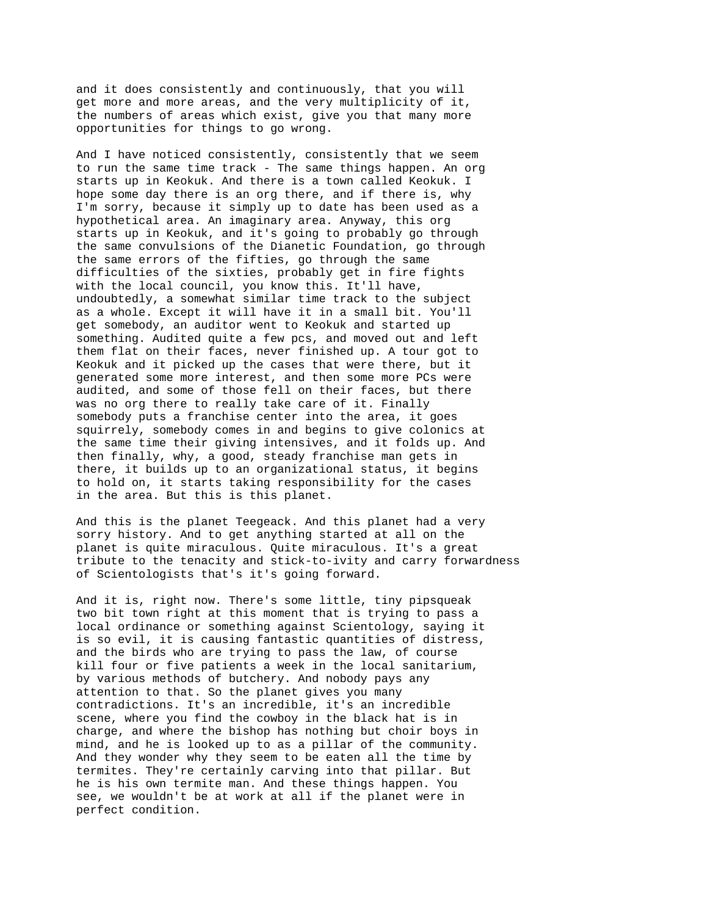and it does consistently and continuously, that you will get more and more areas, and the very multiplicity of it, the numbers of areas which exist, give you that many more opportunities for things to go wrong.

And I have noticed consistently, consistently that we seem to run the same time track - The same things happen. An org starts up in Keokuk. And there is a town called Keokuk. I hope some day there is an org there, and if there is, why I'm sorry, because it simply up to date has been used as a hypothetical area. An imaginary area. Anyway, this org starts up in Keokuk, and it's going to probably go through the same convulsions of the Dianetic Foundation, go through the same errors of the fifties, go through the same difficulties of the sixties, probably get in fire fights with the local council, you know this. It'll have, undoubtedly, a somewhat similar time track to the subject as a whole. Except it will have it in a small bit. You'll get somebody, an auditor went to Keokuk and started up something. Audited quite a few pcs, and moved out and left them flat on their faces, never finished up. A tour got to Keokuk and it picked up the cases that were there, but it generated some more interest, and then some more PCs were audited, and some of those fell on their faces, but there was no org there to really take care of it. Finally somebody puts a franchise center into the area, it goes squirrely, somebody comes in and begins to give colonics at the same time their giving intensives, and it folds up. And then finally, why, a good, steady franchise man gets in there, it builds up to an organizational status, it begins to hold on, it starts taking responsibility for the cases in the area. But this is this planet.

And this is the planet Teegeack. And this planet had a very sorry history. And to get anything started at all on the planet is quite miraculous. Quite miraculous. It's a great tribute to the tenacity and stick-to-ivity and carry forwardness of Scientologists that's it's going forward.

And it is, right now. There's some little, tiny pipsqueak two bit town right at this moment that is trying to pass a local ordinance or something against Scientology, saying it is so evil, it is causing fantastic quantities of distress, and the birds who are trying to pass the law, of course kill four or five patients a week in the local sanitarium, by various methods of butchery. And nobody pays any attention to that. So the planet gives you many contradictions. It's an incredible, it's an incredible scene, where you find the cowboy in the black hat is in charge, and where the bishop has nothing but choir boys in mind, and he is looked up to as a pillar of the community. And they wonder why they seem to be eaten all the time by termites. They're certainly carving into that pillar. But he is his own termite man. And these things happen. You see, we wouldn't be at work at all if the planet were in perfect condition.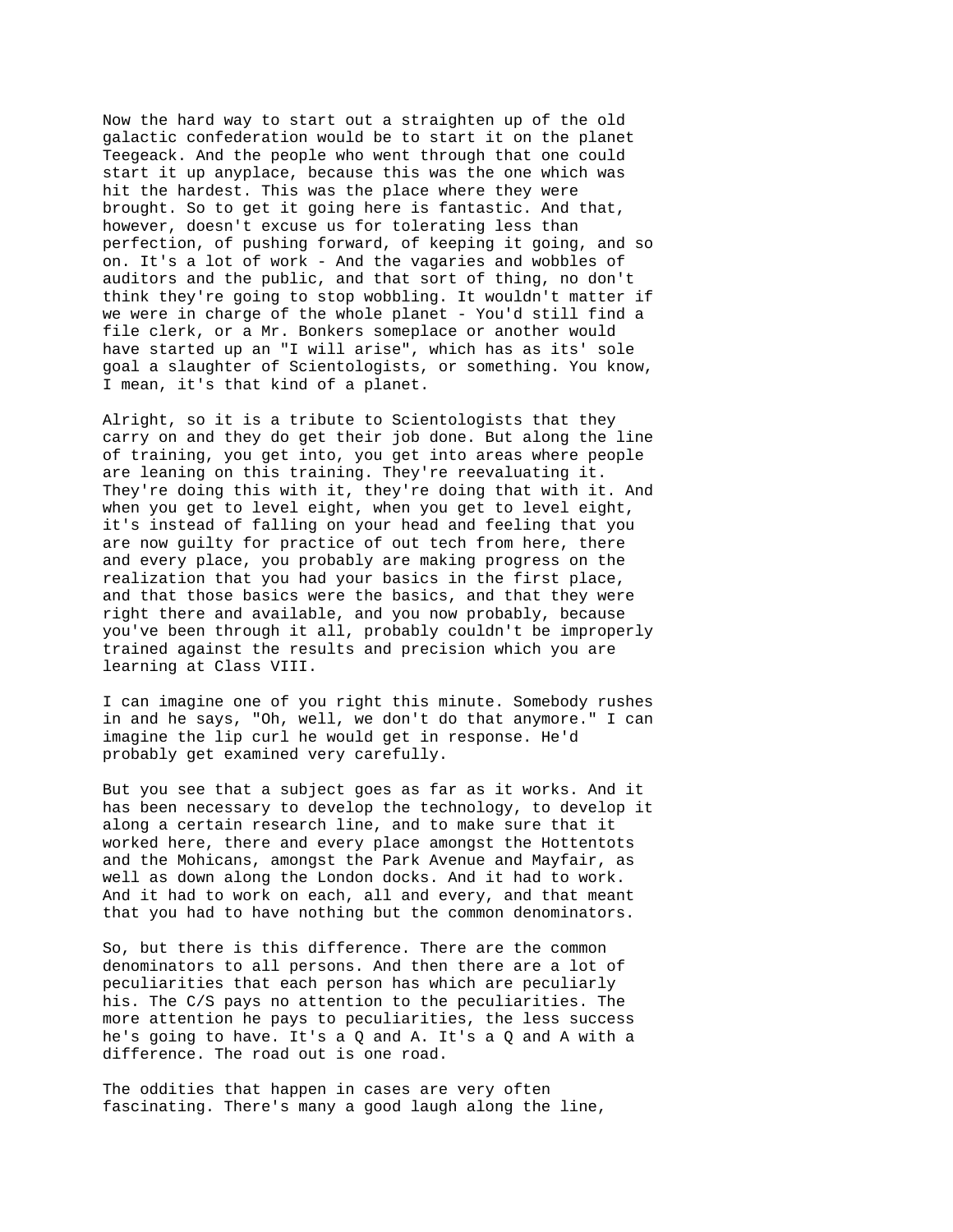Now the hard way to start out a straighten up of the old galactic confederation would be to start it on the planet Teegeack. And the people who went through that one could start it up anyplace, because this was the one which was hit the hardest. This was the place where they were brought. So to get it going here is fantastic. And that, however, doesn't excuse us for tolerating less than perfection, of pushing forward, of keeping it going, and so on. It's a lot of work - And the vagaries and wobbles of auditors and the public, and that sort of thing, no don't think they're going to stop wobbling. It wouldn't matter if we were in charge of the whole planet - You'd still find a file clerk, or a Mr. Bonkers someplace or another would have started up an "I will arise", which has as its' sole goal a slaughter of Scientologists, or something. You know, I mean, it's that kind of a planet.

Alright, so it is a tribute to Scientologists that they carry on and they do get their job done. But along the line of training, you get into, you get into areas where people are leaning on this training. They're reevaluating it. They're doing this with it, they're doing that with it. And when you get to level eight, when you get to level eight, it's instead of falling on your head and feeling that you are now guilty for practice of out tech from here, there and every place, you probably are making progress on the realization that you had your basics in the first place, and that those basics were the basics, and that they were right there and available, and you now probably, because you've been through it all, probably couldn't be improperly trained against the results and precision which you are learning at Class VIII.

I can imagine one of you right this minute. Somebody rushes in and he says, "Oh, well, we don't do that anymore." I can imagine the lip curl he would get in response. He'd probably get examined very carefully.

But you see that a subject goes as far as it works. And it has been necessary to develop the technology, to develop it along a certain research line, and to make sure that it worked here, there and every place amongst the Hottentots and the Mohicans, amongst the Park Avenue and Mayfair, as well as down along the London docks. And it had to work. And it had to work on each, all and every, and that meant that you had to have nothing but the common denominators.

So, but there is this difference. There are the common denominators to all persons. And then there are a lot of peculiarities that each person has which are peculiarly his. The C/S pays no attention to the peculiarities. The more attention he pays to peculiarities, the less success he's going to have. It's a Q and A. It's a Q and A with a difference. The road out is one road.

The oddities that happen in cases are very often fascinating. There's many a good laugh along the line,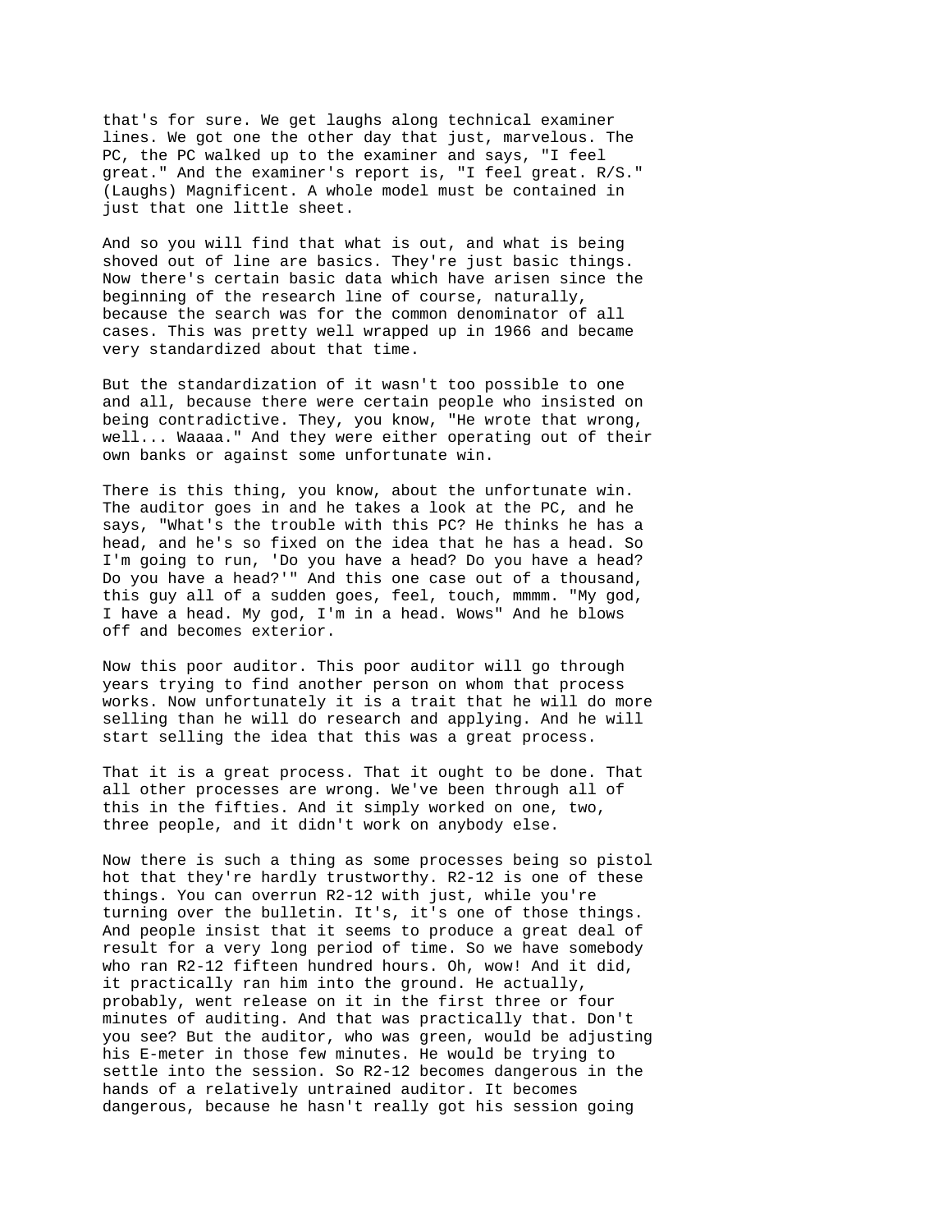that's for sure. We get laughs along technical examiner lines. We got one the other day that just, marvelous. The PC, the PC walked up to the examiner and says, "I feel great." And the examiner's report is, "I feel great. R/S." (Laughs) Magnificent. A whole model must be contained in just that one little sheet.

And so you will find that what is out, and what is being shoved out of line are basics. They're just basic things. Now there's certain basic data which have arisen since the beginning of the research line of course, naturally, because the search was for the common denominator of all cases. This was pretty well wrapped up in 1966 and became very standardized about that time.

But the standardization of it wasn't too possible to one and all, because there were certain people who insisted on being contradictive. They, you know, "He wrote that wrong, well... Waaaa." And they were either operating out of their own banks or against some unfortunate win.

There is this thing, you know, about the unfortunate win. The auditor goes in and he takes a look at the PC, and he says, "What's the trouble with this PC? He thinks he has a head, and he's so fixed on the idea that he has a head. So I'm going to run, 'Do you have a head? Do you have a head? Do you have a head?'" And this one case out of a thousand, this guy all of a sudden goes, feel, touch, mmmm. "My god, I have a head. My god, I'm in a head. Wows" And he blows off and becomes exterior.

Now this poor auditor. This poor auditor will go through years trying to find another person on whom that process works. Now unfortunately it is a trait that he will do more selling than he will do research and applying. And he will start selling the idea that this was a great process.

That it is a great process. That it ought to be done. That all other processes are wrong. We've been through all of this in the fifties. And it simply worked on one, two, three people, and it didn't work on anybody else.

Now there is such a thing as some processes being so pistol hot that they're hardly trustworthy. R2-12 is one of these things. You can overrun R2-12 with just, while you're turning over the bulletin. It's, it's one of those things. And people insist that it seems to produce a great deal of result for a very long period of time. So we have somebody who ran R2-12 fifteen hundred hours. Oh, wow! And it did, it practically ran him into the ground. He actually, probably, went release on it in the first three or four minutes of auditing. And that was practically that. Don't you see? But the auditor, who was green, would be adjusting his E-meter in those few minutes. He would be trying to settle into the session. So R2-12 becomes dangerous in the hands of a relatively untrained auditor. It becomes dangerous, because he hasn't really got his session going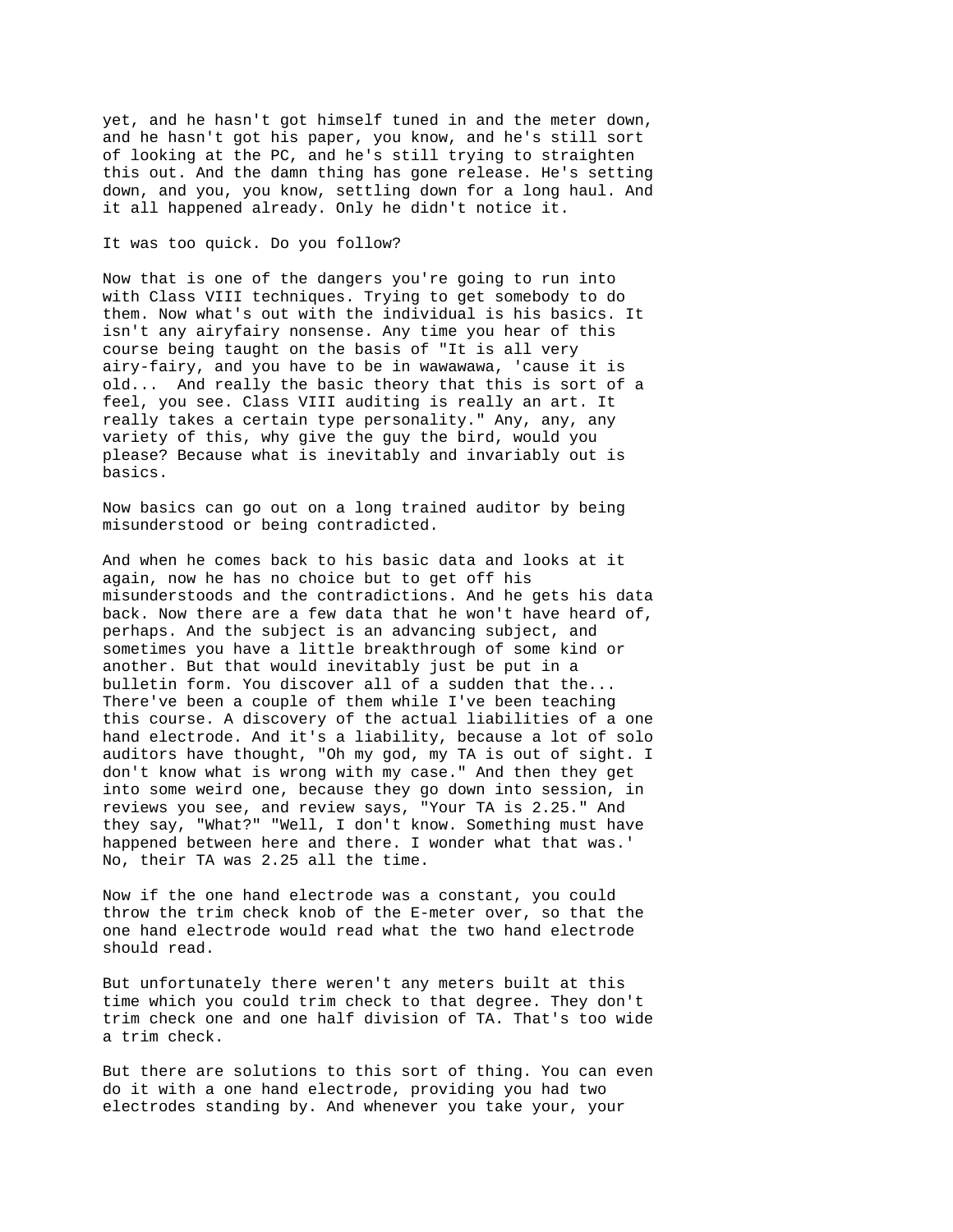yet, and he hasn't got himself tuned in and the meter down, and he hasn't got his paper, you know, and he's still sort of looking at the PC, and he's still trying to straighten this out. And the damn thing has gone release. He's setting down, and you, you know, settling down for a long haul. And it all happened already. Only he didn't notice it.

It was too quick. Do you follow?

Now that is one of the dangers you're going to run into with Class VIII techniques. Trying to get somebody to do them. Now what's out with the individual is his basics. It isn't any airyfairy nonsense. Any time you hear of this course being taught on the basis of "It is all very airy-fairy, and you have to be in wawawawa, 'cause it is old... And really the basic theory that this is sort of a feel, you see. Class VIII auditing is really an art. It really takes a certain type personality." Any, any, any variety of this, why give the guy the bird, would you please? Because what is inevitably and invariably out is basics.

Now basics can go out on a long trained auditor by being misunderstood or being contradicted.

And when he comes back to his basic data and looks at it again, now he has no choice but to get off his misunderstoods and the contradictions. And he gets his data back. Now there are a few data that he won't have heard of, perhaps. And the subject is an advancing subject, and sometimes you have a little breakthrough of some kind or another. But that would inevitably just be put in a bulletin form. You discover all of a sudden that the... There've been a couple of them while I've been teaching this course. A discovery of the actual liabilities of a one hand electrode. And it's a liability, because a lot of solo auditors have thought, "Oh my god, my TA is out of sight. I don't know what is wrong with my case." And then they get into some weird one, because they go down into session, in reviews you see, and review says, "Your TA is 2.25." And they say, "What?" "Well, I don't know. Something must have happened between here and there. I wonder what that was.' No, their TA was 2.25 all the time.

Now if the one hand electrode was a constant, you could throw the trim check knob of the E-meter over, so that the one hand electrode would read what the two hand electrode should read.

But unfortunately there weren't any meters built at this time which you could trim check to that degree. They don't trim check one and one half division of TA. That's too wide a trim check.

But there are solutions to this sort of thing. You can even do it with a one hand electrode, providing you had two electrodes standing by. And whenever you take your, your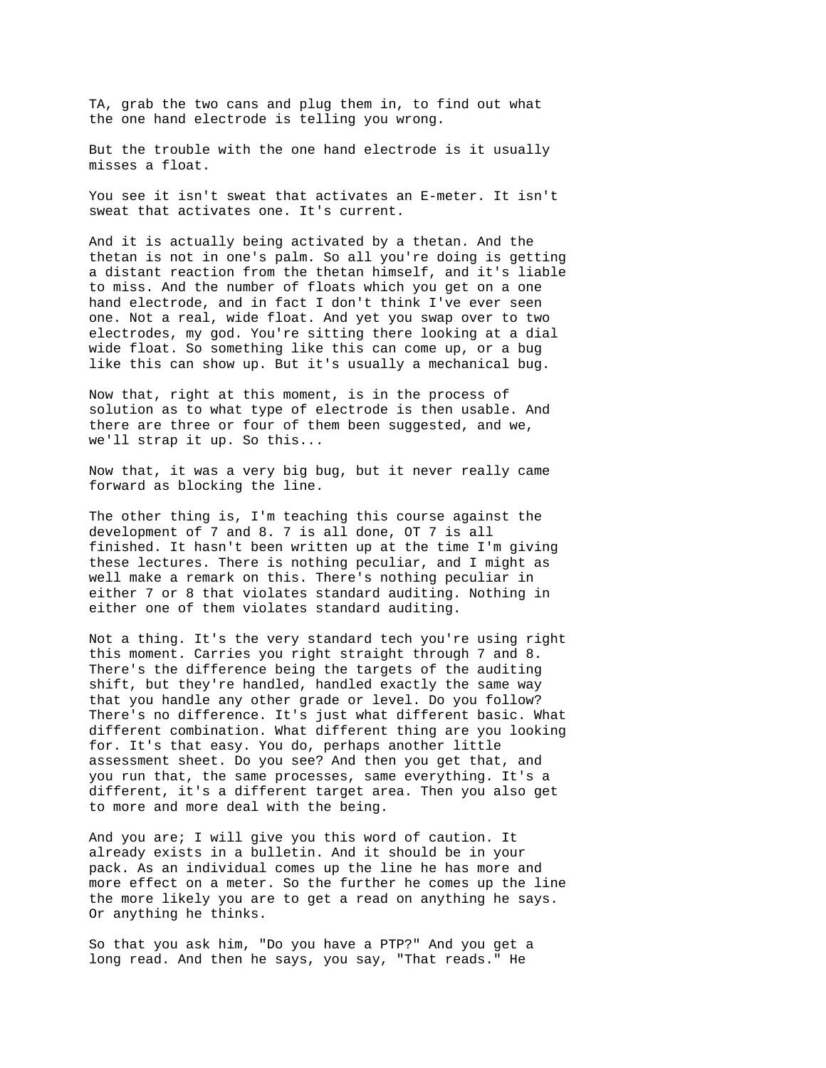TA, grab the two cans and plug them in, to find out what the one hand electrode is telling you wrong.

But the trouble with the one hand electrode is it usually misses a float.

You see it isn't sweat that activates an E-meter. It isn't sweat that activates one. It's current.

And it is actually being activated by a thetan. And the thetan is not in one's palm. So all you're doing is getting a distant reaction from the thetan himself, and it's liable to miss. And the number of floats which you get on a one hand electrode, and in fact I don't think I've ever seen one. Not a real, wide float. And yet you swap over to two electrodes, my god. You're sitting there looking at a dial wide float. So something like this can come up, or a bug like this can show up. But it's usually a mechanical bug.

Now that, right at this moment, is in the process of solution as to what type of electrode is then usable. And there are three or four of them been suggested, and we, we'll strap it up. So this...

Now that, it was a very big bug, but it never really came forward as blocking the line.

The other thing is, I'm teaching this course against the development of 7 and 8. 7 is all done, OT 7 is all finished. It hasn't been written up at the time I'm giving these lectures. There is nothing peculiar, and I might as well make a remark on this. There's nothing peculiar in either 7 or 8 that violates standard auditing. Nothing in either one of them violates standard auditing.

Not a thing. It's the very standard tech you're using right this moment. Carries you right straight through 7 and 8. There's the difference being the targets of the auditing shift, but they're handled, handled exactly the same way that you handle any other grade or level. Do you follow? There's no difference. It's just what different basic. What different combination. What different thing are you looking for. It's that easy. You do, perhaps another little assessment sheet. Do you see? And then you get that, and you run that, the same processes, same everything. It's a different, it's a different target area. Then you also get to more and more deal with the being.

And you are; I will give you this word of caution. It already exists in a bulletin. And it should be in your pack. As an individual comes up the line he has more and more effect on a meter. So the further he comes up the line the more likely you are to get a read on anything he says. Or anything he thinks.

So that you ask him, "Do you have a PTP?" And you get a long read. And then he says, you say, "That reads." He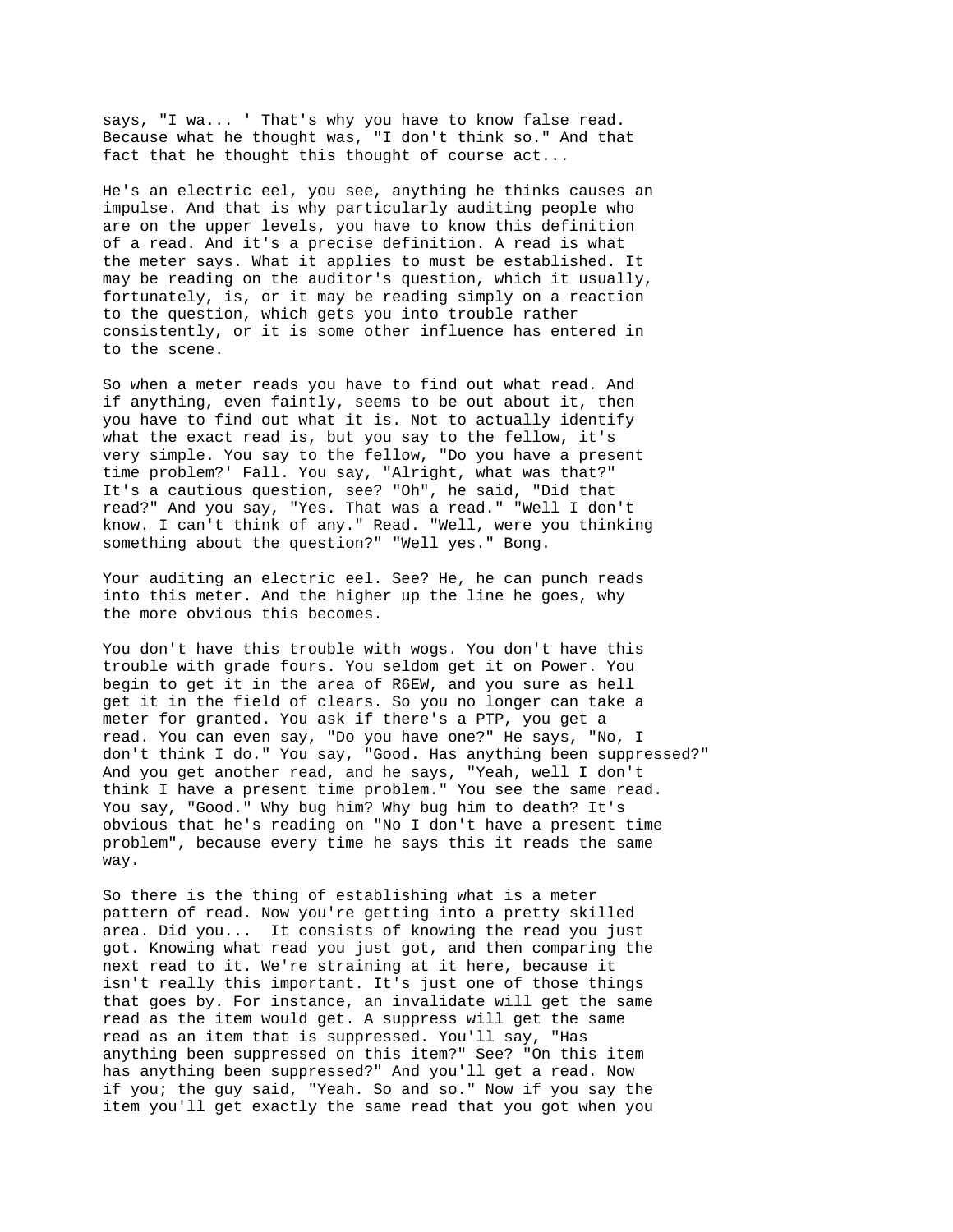says, "I wa... ' That's why you have to know false read. Because what he thought was, "I don't think so." And that fact that he thought this thought of course act...

He's an electric eel, you see, anything he thinks causes an impulse. And that is why particularly auditing people who are on the upper levels, you have to know this definition of a read. And it's a precise definition. A read is what the meter says. What it applies to must be established. It may be reading on the auditor's question, which it usually, fortunately, is, or it may be reading simply on a reaction to the question, which gets you into trouble rather consistently, or it is some other influence has entered in to the scene.

So when a meter reads you have to find out what read. And if anything, even faintly, seems to be out about it, then you have to find out what it is. Not to actually identify what the exact read is, but you say to the fellow, it's very simple. You say to the fellow, "Do you have a present time problem?' Fall. You say, "Alright, what was that?" It's a cautious question, see? "Oh", he said, "Did that read?" And you say, "Yes. That was a read." "Well I don't know. I can't think of any." Read. "Well, were you thinking something about the question?" "Well yes." Bong.

Your auditing an electric eel. See? He, he can punch reads into this meter. And the higher up the line he goes, why the more obvious this becomes.

You don't have this trouble with wogs. You don't have this trouble with grade fours. You seldom get it on Power. You begin to get it in the area of R6EW, and you sure as hell get it in the field of clears. So you no longer can take a meter for granted. You ask if there's a PTP, you get a read. You can even say, "Do you have one?" He says, "No, I don't think I do." You say, "Good. Has anything been suppressed?" And you get another read, and he says, "Yeah, well I don't think I have a present time problem." You see the same read. You say, "Good." Why bug him? Why bug him to death? It's obvious that he's reading on "No I don't have a present time problem", because every time he says this it reads the same way.

So there is the thing of establishing what is a meter pattern of read. Now you're getting into a pretty skilled area. Did you... It consists of knowing the read you just got. Knowing what read you just got, and then comparing the next read to it. We're straining at it here, because it isn't really this important. It's just one of those things that goes by. For instance, an invalidate will get the same read as the item would get. A suppress will get the same read as an item that is suppressed. You'll say, "Has anything been suppressed on this item?" See? "On this item has anything been suppressed?" And you'll get a read. Now if you; the guy said, "Yeah. So and so." Now if you say the item you'll get exactly the same read that you got when you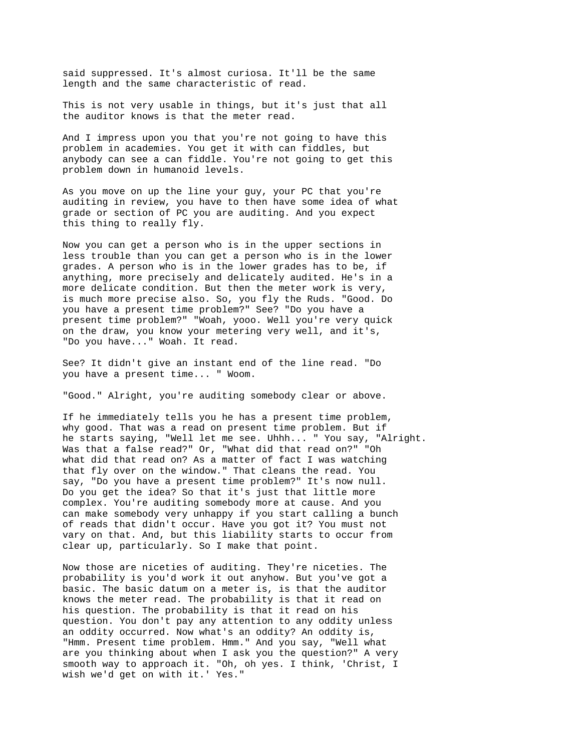said suppressed. It's almost curiosa. It'll be the same length and the same characteristic of read.

This is not very usable in things, but it's just that all the auditor knows is that the meter read.

And I impress upon you that you're not going to have this problem in academies. You get it with can fiddles, but anybody can see a can fiddle. You're not going to get this problem down in humanoid levels.

As you move on up the line your guy, your PC that you're auditing in review, you have to then have some idea of what grade or section of PC you are auditing. And you expect this thing to really fly.

Now you can get a person who is in the upper sections in less trouble than you can get a person who is in the lower grades. A person who is in the lower grades has to be, if anything, more precisely and delicately audited. He's in a more delicate condition. But then the meter work is very, is much more precise also. So, you fly the Ruds. "Good. Do you have a present time problem?" See? "Do you have a present time problem?" "Woah, yooo. Well you're very quick on the draw, you know your metering very well, and it's, "Do you have..." Woah. It read.

See? It didn't give an instant end of the line read. "Do you have a present time... " Woom.

"Good." Alright, you're auditing somebody clear or above.

If he immediately tells you he has a present time problem, why good. That was a read on present time problem. But if he starts saying, "Well let me see. Uhhh... " You say, "Alright. Was that a false read?" Or, "What did that read on?" "Oh what did that read on? As a matter of fact I was watching that fly over on the window." That cleans the read. You say, "Do you have a present time problem?" It's now null. Do you get the idea? So that it's just that little more complex. You're auditing somebody more at cause. And you can make somebody very unhappy if you start calling a bunch of reads that didn't occur. Have you got it? You must not vary on that. And, but this liability starts to occur from clear up, particularly. So I make that point.

Now those are niceties of auditing. They're niceties. The probability is you'd work it out anyhow. But you've got a basic. The basic datum on a meter is, is that the auditor knows the meter read. The probability is that it read on his question. The probability is that it read on his question. You don't pay any attention to any oddity unless an oddity occurred. Now what's an oddity? An oddity is, "Hmm. Present time problem. Hmm." And you say, "Well what are you thinking about when I ask you the question?" A very smooth way to approach it. "Oh, oh yes. I think, 'Christ, I wish we'd get on with it.' Yes."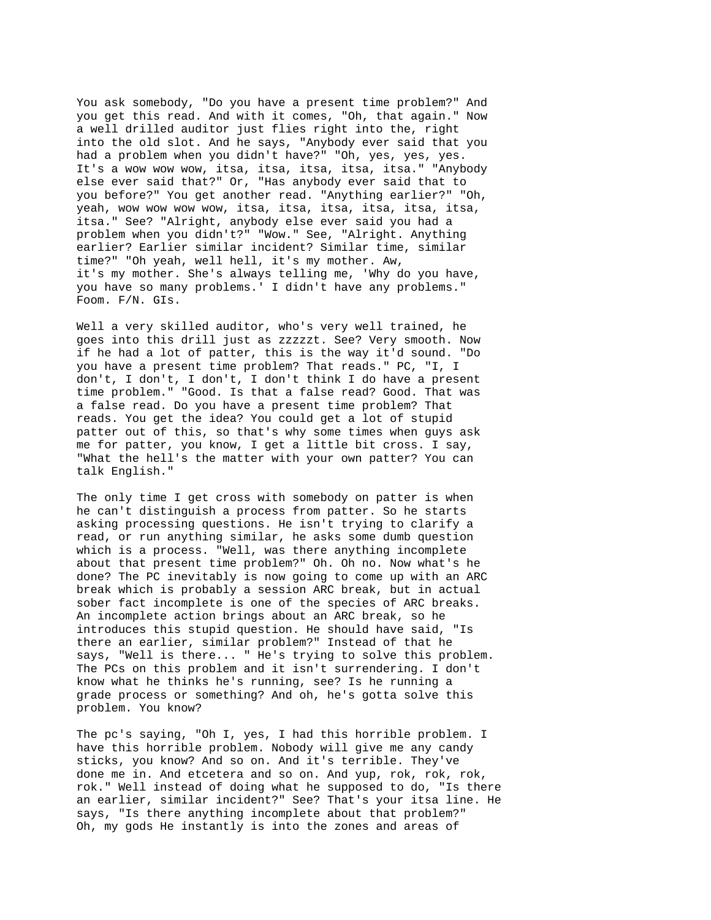You ask somebody, "Do you have a present time problem?" And you get this read. And with it comes, "Oh, that again." Now a well drilled auditor just flies right into the, right into the old slot. And he says, "Anybody ever said that you had a problem when you didn't have?" "Oh, yes, yes, yes. It's a wow wow wow, itsa, itsa, itsa, itsa, itsa." "Anybody else ever said that?" Or, "Has anybody ever said that to you before?" You get another read. "Anything earlier?" "Oh, yeah, wow wow wow wow, itsa, itsa, itsa, itsa, itsa, itsa, itsa." See? "Alright, anybody else ever said you had a problem when you didn't?" "Wow." See, "Alright. Anything earlier? Earlier similar incident? Similar time, similar time?" "Oh yeah, well hell, it's my mother. Aw, it's my mother. She's always telling me, 'Why do you have, you have so many problems.' I didn't have any problems." Foom. F/N. GIs.

Well a very skilled auditor, who's very well trained, he goes into this drill just as zzzzzt. See? Very smooth. Now if he had a lot of patter, this is the way it'd sound. "Do you have a present time problem? That reads." PC, "I, I don't, I don't, I don't, I don't think I do have a present time problem." "Good. Is that a false read? Good. That was a false read. Do you have a present time problem? That reads. You get the idea? You could get a lot of stupid patter out of this, so that's why some times when guys ask me for patter, you know, I get a little bit cross. I say, "What the hell's the matter with your own patter? You can talk English."

The only time I get cross with somebody on patter is when he can't distinguish a process from patter. So he starts asking processing questions. He isn't trying to clarify a read, or run anything similar, he asks some dumb question which is a process. "Well, was there anything incomplete about that present time problem?" Oh. Oh no. Now what's he done? The PC inevitably is now going to come up with an ARC break which is probably a session ARC break, but in actual sober fact incomplete is one of the species of ARC breaks. An incomplete action brings about an ARC break, so he introduces this stupid question. He should have said, "Is there an earlier, similar problem?" Instead of that he says, "Well is there... " He's trying to solve this problem. The PCs on this problem and it isn't surrendering. I don't know what he thinks he's running, see? Is he running a grade process or something? And oh, he's gotta solve this problem. You know?

The pc's saying, "Oh I, yes, I had this horrible problem. I have this horrible problem. Nobody will give me any candy sticks, you know? And so on. And it's terrible. They've done me in. And etcetera and so on. And yup, rok, rok, rok, rok." Well instead of doing what he supposed to do, "Is there an earlier, similar incident?" See? That's your itsa line. He says, "Is there anything incomplete about that problem?" Oh, my gods He instantly is into the zones and areas of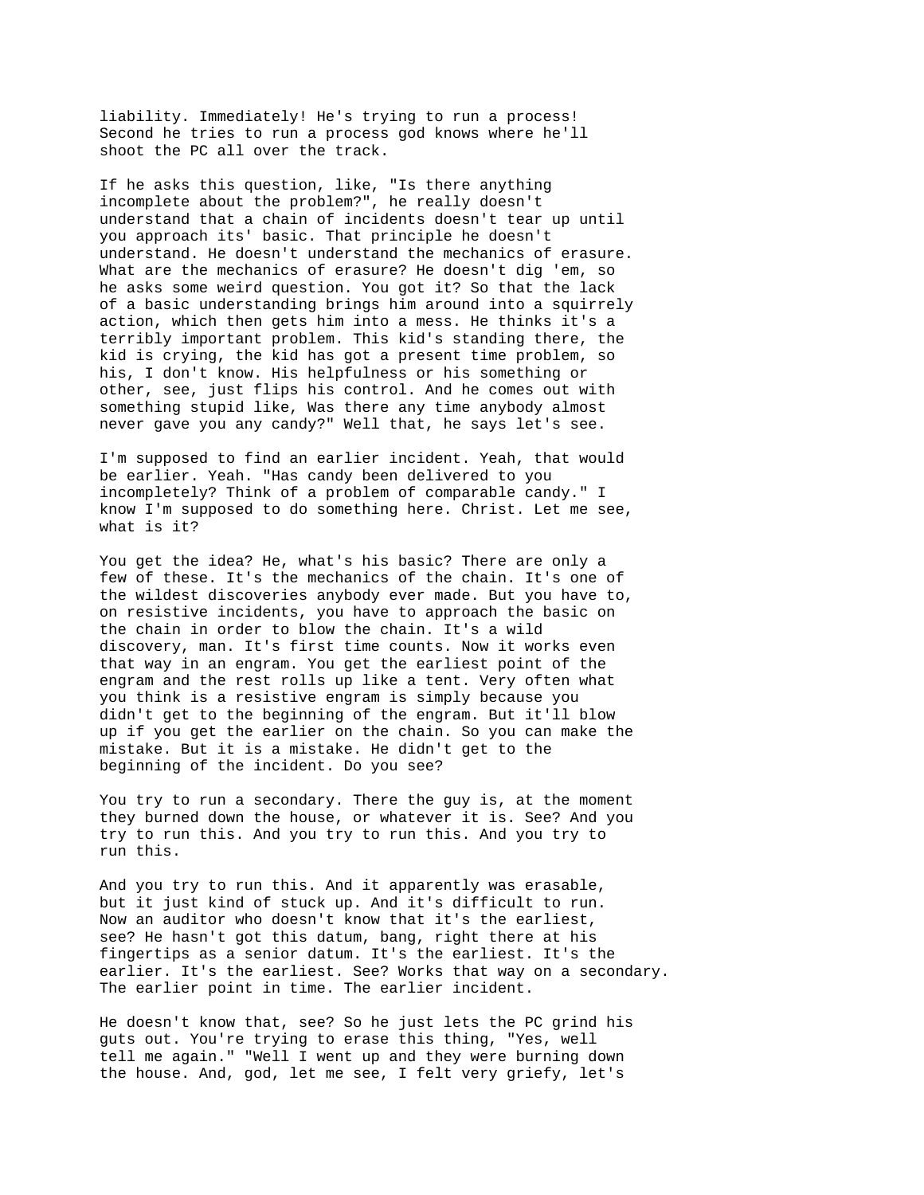liability. Immediately! He's trying to run a process! Second he tries to run a process god knows where he'll shoot the PC all over the track.

If he asks this question, like, "Is there anything incomplete about the problem?", he really doesn't understand that a chain of incidents doesn't tear up until you approach its' basic. That principle he doesn't understand. He doesn't understand the mechanics of erasure. What are the mechanics of erasure? He doesn't dig 'em, so he asks some weird question. You got it? So that the lack of a basic understanding brings him around into a squirrely action, which then gets him into a mess. He thinks it's a terribly important problem. This kid's standing there, the kid is crying, the kid has got a present time problem, so his, I don't know. His helpfulness or his something or other, see, just flips his control. And he comes out with something stupid like, Was there any time anybody almost never gave you any candy?" Well that, he says let's see.

I'm supposed to find an earlier incident. Yeah, that would be earlier. Yeah. "Has candy been delivered to you incompletely? Think of a problem of comparable candy." I know I'm supposed to do something here. Christ. Let me see, what is it?

You get the idea? He, what's his basic? There are only a few of these. It's the mechanics of the chain. It's one of the wildest discoveries anybody ever made. But you have to, on resistive incidents, you have to approach the basic on the chain in order to blow the chain. It's a wild discovery, man. It's first time counts. Now it works even that way in an engram. You get the earliest point of the engram and the rest rolls up like a tent. Very often what you think is a resistive engram is simply because you didn't get to the beginning of the engram. But it'll blow up if you get the earlier on the chain. So you can make the mistake. But it is a mistake. He didn't get to the beginning of the incident. Do you see?

You try to run a secondary. There the guy is, at the moment they burned down the house, or whatever it is. See? And you try to run this. And you try to run this. And you try to run this.

And you try to run this. And it apparently was erasable, but it just kind of stuck up. And it's difficult to run. Now an auditor who doesn't know that it's the earliest, see? He hasn't got this datum, bang, right there at his fingertips as a senior datum. It's the earliest. It's the earlier. It's the earliest. See? Works that way on a secondary. The earlier point in time. The earlier incident.

He doesn't know that, see? So he just lets the PC grind his guts out. You're trying to erase this thing, "Yes, well tell me again." "Well I went up and they were burning down the house. And, god, let me see, I felt very griefy, let's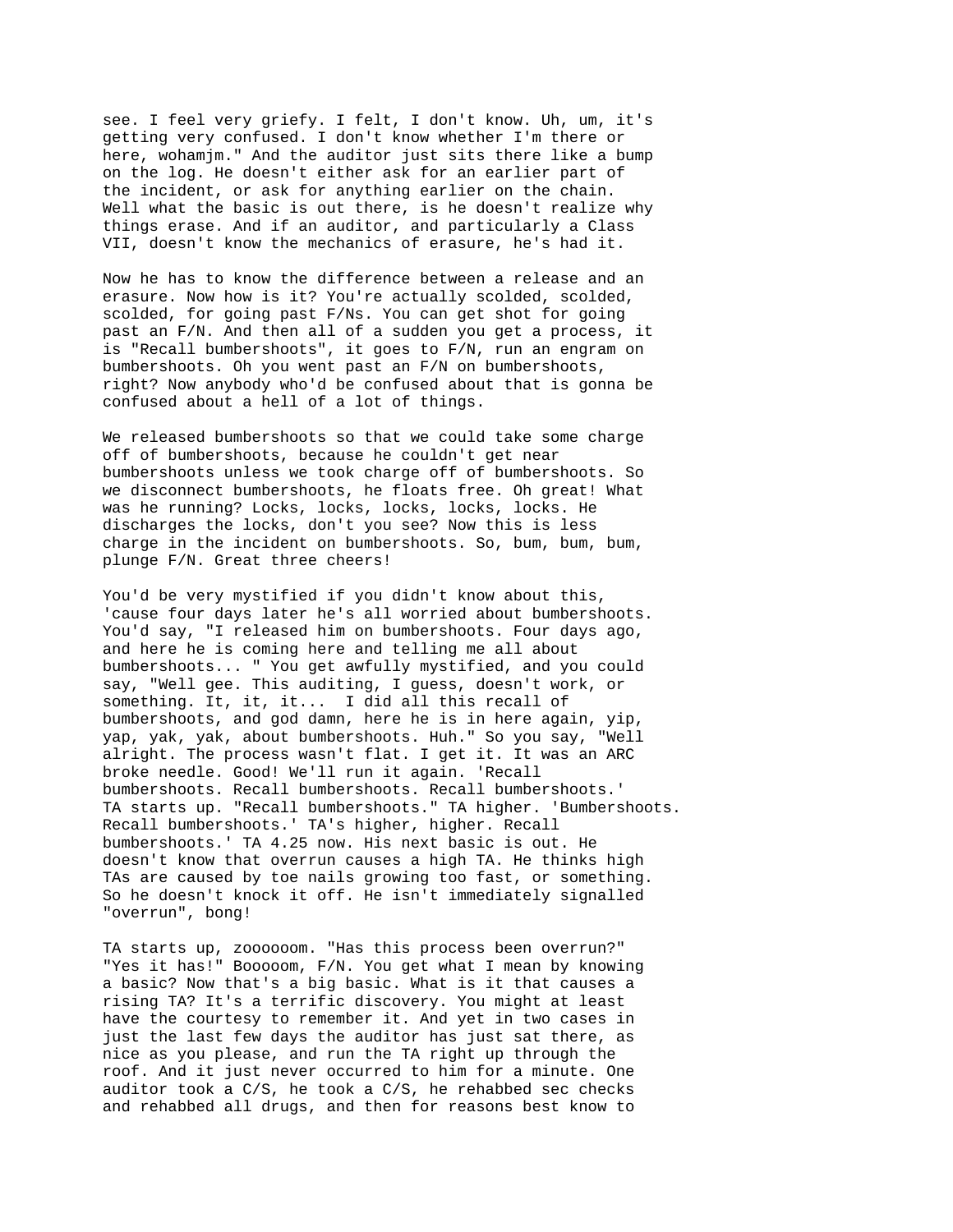see. I feel very griefy. I felt, I don't know. Uh, um, it's getting very confused. I don't know whether I'm there or here, wohamjm." And the auditor just sits there like a bump on the log. He doesn't either ask for an earlier part of the incident, or ask for anything earlier on the chain. Well what the basic is out there, is he doesn't realize why things erase. And if an auditor, and particularly a Class VII, doesn't know the mechanics of erasure, he's had it.

Now he has to know the difference between a release and an erasure. Now how is it? You're actually scolded, scolded, scolded, for going past F/Ns. You can get shot for going past an F/N. And then all of a sudden you get a process, it is "Recall bumbershoots", it goes to F/N, run an engram on bumbershoots. Oh you went past an F/N on bumbershoots, right? Now anybody who'd be confused about that is gonna be confused about a hell of a lot of things.

We released bumbershoots so that we could take some charge off of bumbershoots, because he couldn't get near bumbershoots unless we took charge off of bumbershoots. So we disconnect bumbershoots, he floats free. Oh great! What was he running? Locks, locks, locks, locks, locks. He discharges the locks, don't you see? Now this is less charge in the incident on bumbershoots. So, bum, bum, bum, plunge F/N. Great three cheers!

You'd be very mystified if you didn't know about this, 'cause four days later he's all worried about bumbershoots. You'd say, "I released him on bumbershoots. Four days ago, and here he is coming here and telling me all about bumbershoots... " You get awfully mystified, and you could say, "Well gee. This auditing, I guess, doesn't work, or something. It, it, it... I did all this recall of bumbershoots, and god damn, here he is in here again, yip, yap, yak, yak, about bumbershoots. Huh." So you say, "Well alright. The process wasn't flat. I get it. It was an ARC broke needle. Good! We'll run it again. 'Recall bumbershoots. Recall bumbershoots. Recall bumbershoots.' TA starts up. "Recall bumbershoots." TA higher. 'Bumbershoots. Recall bumbershoots.' TA's higher, higher. Recall bumbershoots.' TA 4.25 now. His next basic is out. He doesn't know that overrun causes a high TA. He thinks high TAs are caused by toe nails growing too fast, or something. So he doesn't knock it off. He isn't immediately signalled "overrun", bong!

TA starts up, zoooooom. "Has this process been overrun?" "Yes it has!" Booooom, F/N. You get what I mean by knowing a basic? Now that's a big basic. What is it that causes a rising TA? It's a terrific discovery. You might at least have the courtesy to remember it. And yet in two cases in just the last few days the auditor has just sat there, as nice as you please, and run the TA right up through the roof. And it just never occurred to him for a minute. One auditor took a C/S, he took a C/S, he rehabbed sec checks and rehabbed all drugs, and then for reasons best know to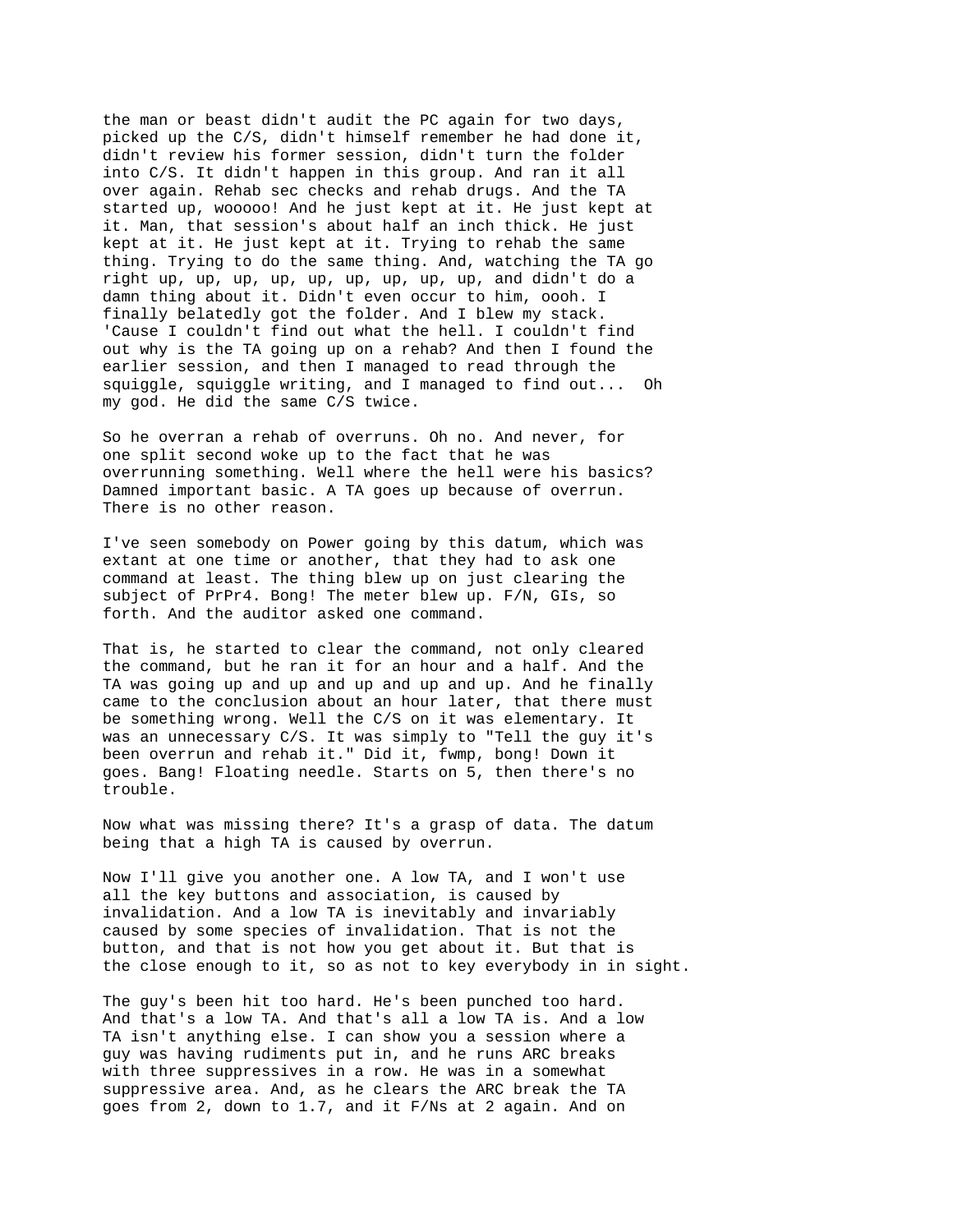the man or beast didn't audit the PC again for two days, picked up the C/S, didn't himself remember he had done it, didn't review his former session, didn't turn the folder into C/S. It didn't happen in this group. And ran it all over again. Rehab sec checks and rehab drugs. And the TA started up, wooooo! And he just kept at it. He just kept at it. Man, that session's about half an inch thick. He just kept at it. He just kept at it. Trying to rehab the same thing. Trying to do the same thing. And, watching the TA go right up, up, up, up, up, up, up, up, up, up, and didn't do a damn thing about it. Didn't even occur to him, oooh. I finally belatedly got the folder. And I blew my stack. 'Cause I couldn't find out what the hell. I couldn't find out why is the TA going up on a rehab? And then I found the earlier session, and then I managed to read through the squiggle, squiggle writing, and I managed to find out... Oh my god. He did the same C/S twice.

So he overran a rehab of overruns. Oh no. And never, for one split second woke up to the fact that he was overrunning something. Well where the hell were his basics? Damned important basic. A TA goes up because of overrun. There is no other reason.

I've seen somebody on Power going by this datum, which was extant at one time or another, that they had to ask one command at least. The thing blew up on just clearing the subject of PrPr4. Bong! The meter blew up. F/N, GIs, so forth. And the auditor asked one command.

That is, he started to clear the command, not only cleared the command, but he ran it for an hour and a half. And the TA was going up and up and up and up and up. And he finally came to the conclusion about an hour later, that there must be something wrong. Well the C/S on it was elementary. It was an unnecessary C/S. It was simply to "Tell the guy it's been overrun and rehab it." Did it, fwmp, bong! Down it goes. Bang! Floating needle. Starts on 5, then there's no trouble.

Now what was missing there? It's a grasp of data. The datum being that a high TA is caused by overrun.

Now I'll give you another one. A low TA, and I won't use all the key buttons and association, is caused by invalidation. And a low TA is inevitably and invariably caused by some species of invalidation. That is not the button, and that is not how you get about it. But that is the close enough to it, so as not to key everybody in in sight.

The guy's been hit too hard. He's been punched too hard. And that's a low TA. And that's all a low TA is. And a low TA isn't anything else. I can show you a session where a guy was having rudiments put in, and he runs ARC breaks with three suppressives in a row. He was in a somewhat suppressive area. And, as he clears the ARC break the TA goes from 2, down to 1.7, and it F/Ns at 2 again. And on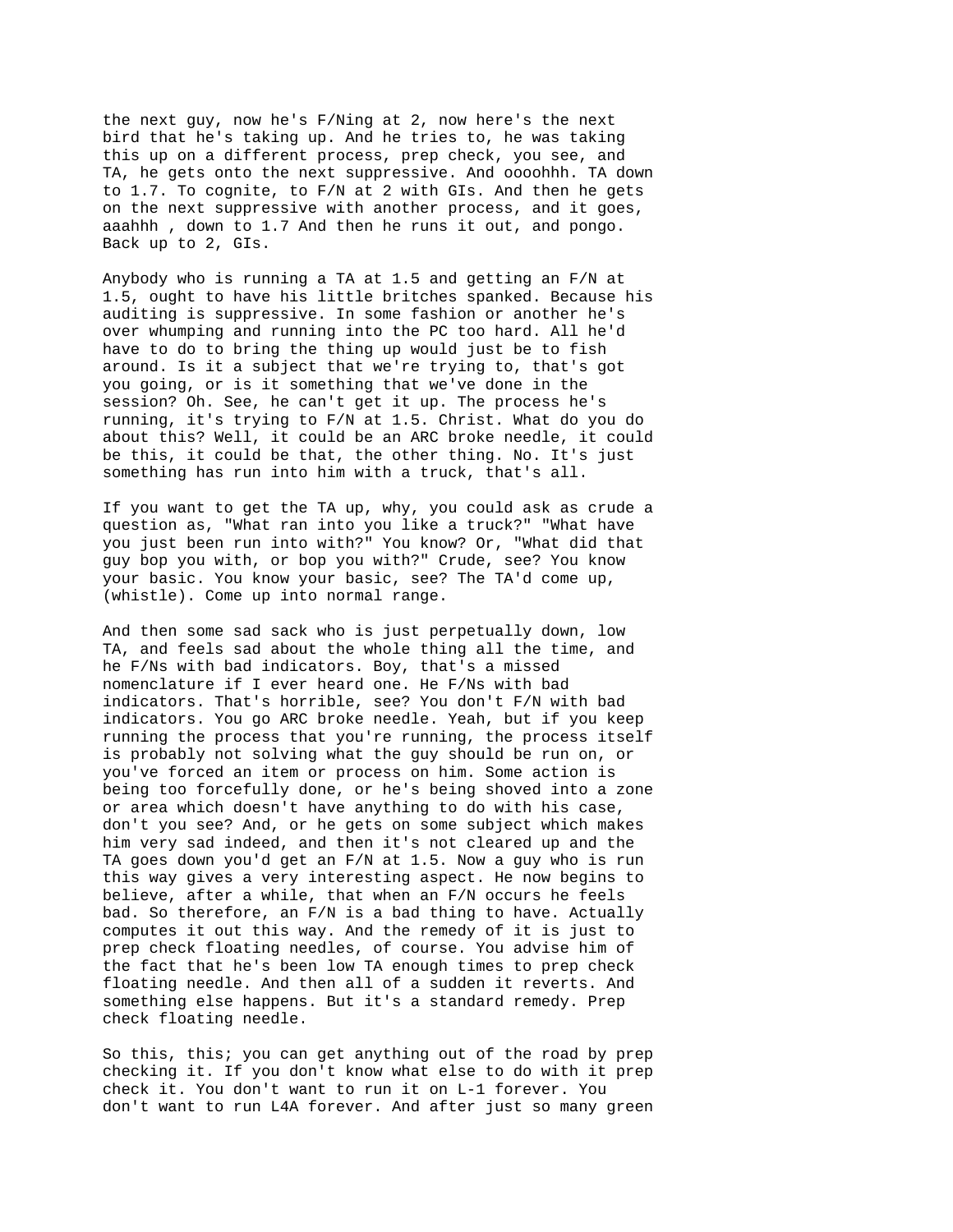the next guy, now he's F/Ning at 2, now here's the next bird that he's taking up. And he tries to, he was taking this up on a different process, prep check, you see, and TA, he gets onto the next suppressive. And oooohhh. TA down to 1.7. To cognite, to F/N at 2 with GIs. And then he gets on the next suppressive with another process, and it goes, aaahhh , down to 1.7 And then he runs it out, and pongo. Back up to 2, GIs.

Anybody who is running a TA at 1.5 and getting an F/N at 1.5, ought to have his little britches spanked. Because his auditing is suppressive. In some fashion or another he's over whumping and running into the PC too hard. All he'd have to do to bring the thing up would just be to fish around. Is it a subject that we're trying to, that's got you going, or is it something that we've done in the session? Oh. See, he can't get it up. The process he's running, it's trying to F/N at 1.5. Christ. What do you do about this? Well, it could be an ARC broke needle, it could be this, it could be that, the other thing. No. It's just something has run into him with a truck, that's all.

If you want to get the TA up, why, you could ask as crude a question as, "What ran into you like a truck?" "What have you just been run into with?" You know? Or, "What did that guy bop you with, or bop you with?" Crude, see? You know your basic. You know your basic, see? The TA'd come up, (whistle). Come up into normal range.

And then some sad sack who is just perpetually down, low TA, and feels sad about the whole thing all the time, and he F/Ns with bad indicators. Boy, that's a missed nomenclature if I ever heard one. He F/Ns with bad indicators. That's horrible, see? You don't F/N with bad indicators. You go ARC broke needle. Yeah, but if you keep running the process that you're running, the process itself is probably not solving what the guy should be run on, or you've forced an item or process on him. Some action is being too forcefully done, or he's being shoved into a zone or area which doesn't have anything to do with his case, don't you see? And, or he gets on some subject which makes him very sad indeed, and then it's not cleared up and the TA goes down you'd get an F/N at 1.5. Now a guy who is run this way gives a very interesting aspect. He now begins to believe, after a while, that when an F/N occurs he feels bad. So therefore, an F/N is a bad thing to have. Actually computes it out this way. And the remedy of it is just to prep check floating needles, of course. You advise him of the fact that he's been low TA enough times to prep check floating needle. And then all of a sudden it reverts. And something else happens. But it's a standard remedy. Prep check floating needle.

So this, this; you can get anything out of the road by prep checking it. If you don't know what else to do with it prep check it. You don't want to run it on L-1 forever. You don't want to run L4A forever. And after just so many green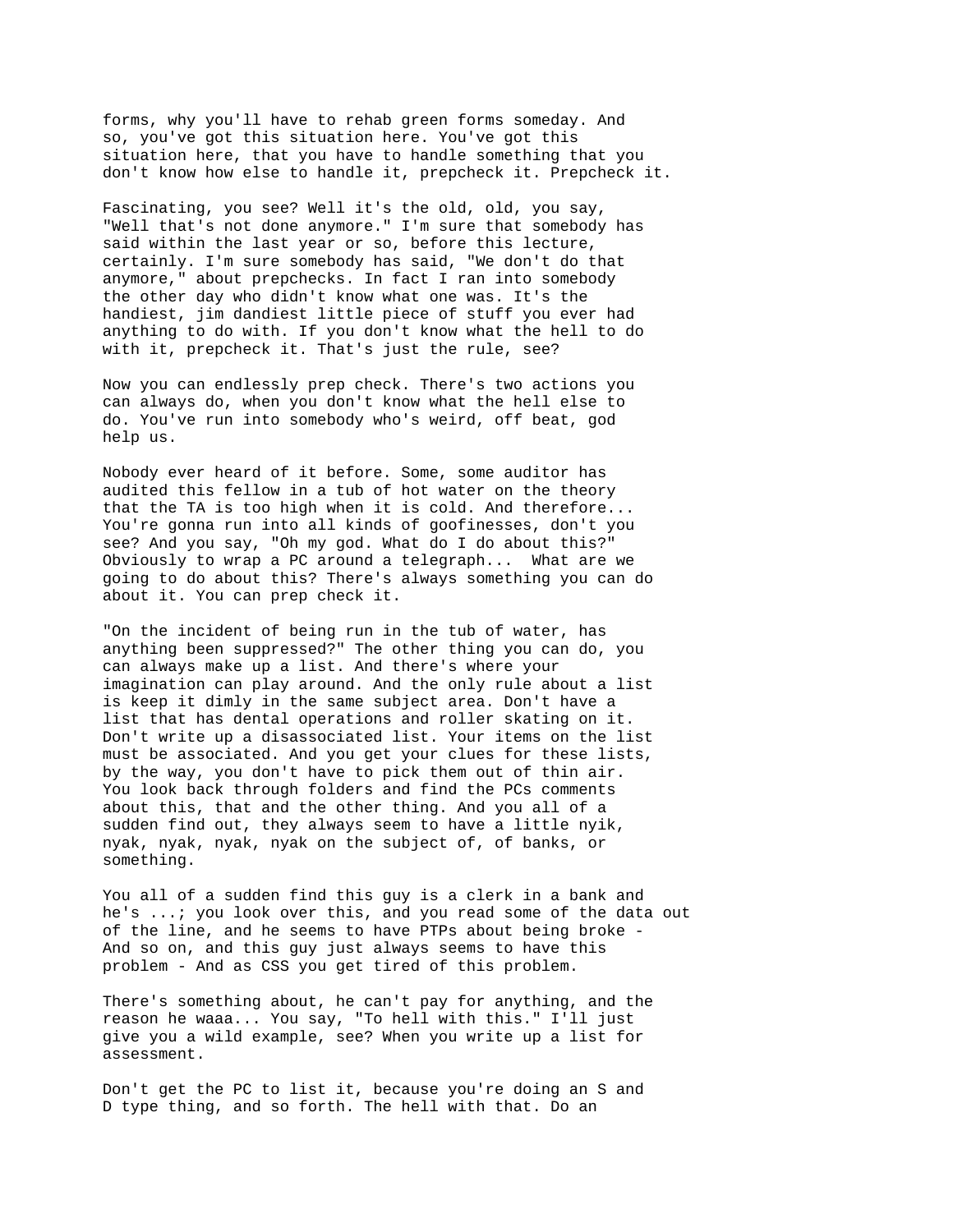forms, why you'll have to rehab green forms someday. And so, you've got this situation here. You've got this situation here, that you have to handle something that you don't know how else to handle it, prepcheck it. Prepcheck it.

Fascinating, you see? Well it's the old, old, you say, "Well that's not done anymore." I'm sure that somebody has said within the last year or so, before this lecture, certainly. I'm sure somebody has said, "We don't do that anymore," about prepchecks. In fact I ran into somebody the other day who didn't know what one was. It's the handiest, jim dandiest little piece of stuff you ever had anything to do with. If you don't know what the hell to do with it, prepcheck it. That's just the rule, see?

Now you can endlessly prep check. There's two actions you can always do, when you don't know what the hell else to do. You've run into somebody who's weird, off beat, god help us.

Nobody ever heard of it before. Some, some auditor has audited this fellow in a tub of hot water on the theory that the TA is too high when it is cold. And therefore... You're gonna run into all kinds of goofinesses, don't you see? And you say, "Oh my god. What do I do about this?" Obviously to wrap a PC around a telegraph... What are we going to do about this? There's always something you can do about it. You can prep check it.

"On the incident of being run in the tub of water, has anything been suppressed?" The other thing you can do, you can always make up a list. And there's where your imagination can play around. And the only rule about a list is keep it dimly in the same subject area. Don't have a list that has dental operations and roller skating on it. Don't write up a disassociated list. Your items on the list must be associated. And you get your clues for these lists, by the way, you don't have to pick them out of thin air. You look back through folders and find the PCs comments about this, that and the other thing. And you all of a sudden find out, they always seem to have a little nyik, nyak, nyak, nyak, nyak on the subject of, of banks, or something.

You all of a sudden find this guy is a clerk in a bank and he's ...; you look over this, and you read some of the data out of the line, and he seems to have PTPs about being broke - And so on, and this guy just always seems to have this problem - And as CSS you get tired of this problem.

There's something about, he can't pay for anything, and the reason he waaa... You say, "To hell with this." I'll just give you a wild example, see? When you write up a list for assessment.

Don't get the PC to list it, because you're doing an S and D type thing, and so forth. The hell with that. Do an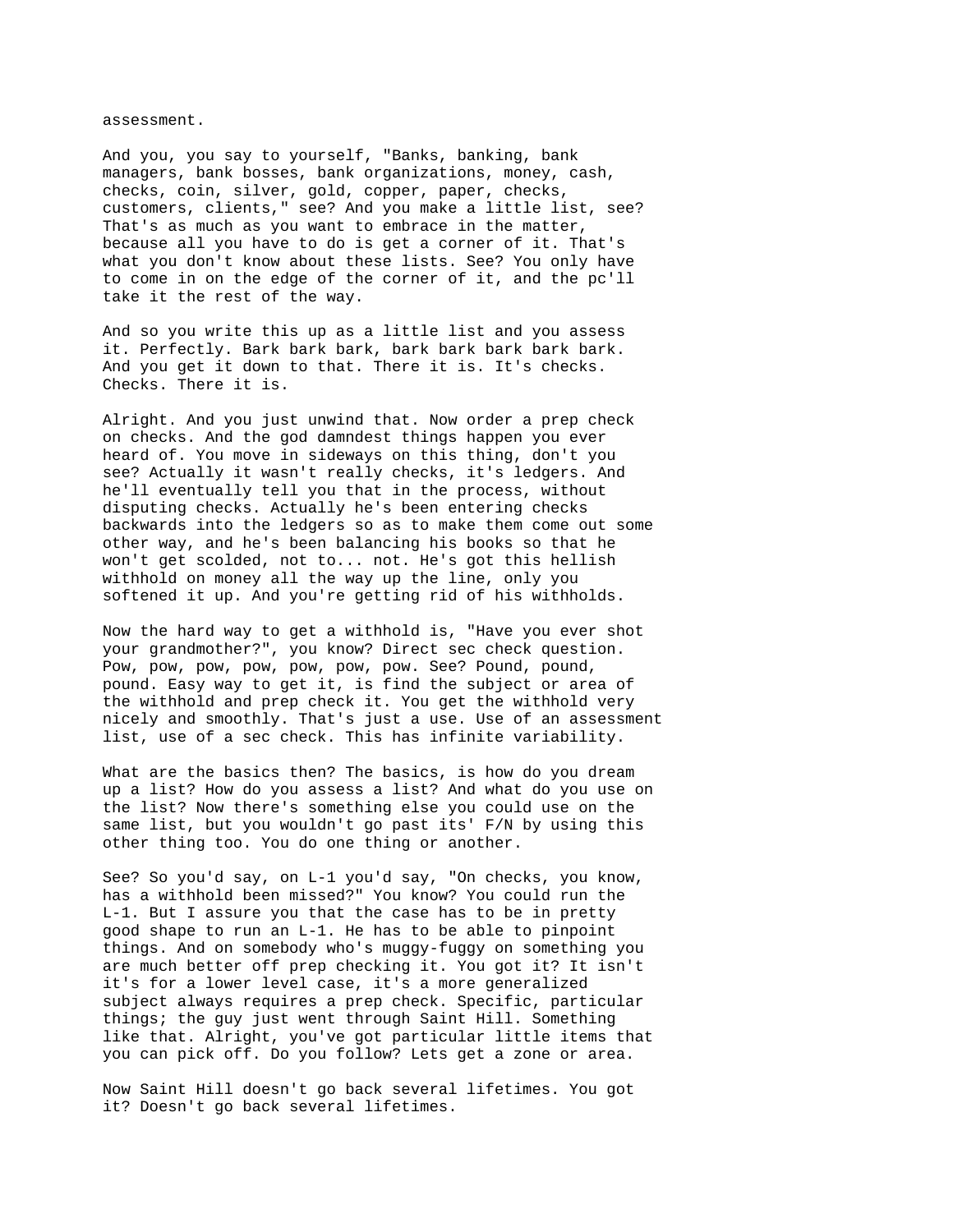assessment.

And you, you say to yourself, "Banks, banking, bank managers, bank bosses, bank organizations, money, cash, checks, coin, silver, gold, copper, paper, checks, customers, clients," see? And you make a little list, see? That's as much as you want to embrace in the matter, because all you have to do is get a corner of it. That's what you don't know about these lists. See? You only have to come in on the edge of the corner of it, and the pc'll take it the rest of the way.

And so you write this up as a little list and you assess it. Perfectly. Bark bark bark, bark bark bark bark bark. And you get it down to that. There it is. It's checks. Checks. There it is.

Alright. And you just unwind that. Now order a prep check on checks. And the god damndest things happen you ever heard of. You move in sideways on this thing, don't you see? Actually it wasn't really checks, it's ledgers. And he'll eventually tell you that in the process, without disputing checks. Actually he's been entering checks backwards into the ledgers so as to make them come out some other way, and he's been balancing his books so that he won't get scolded, not to... not. He's got this hellish withhold on money all the way up the line, only you softened it up. And you're getting rid of his withholds.

Now the hard way to get a withhold is, "Have you ever shot your grandmother?", you know? Direct sec check question. Pow, pow, pow, pow, pow, pow, pow. See? Pound, pound, pound. Easy way to get it, is find the subject or area of the withhold and prep check it. You get the withhold very nicely and smoothly. That's just a use. Use of an assessment list, use of a sec check. This has infinite variability.

What are the basics then? The basics, is how do you dream up a list? How do you assess a list? And what do you use on the list? Now there's something else you could use on the same list, but you wouldn't go past its' F/N by using this other thing too. You do one thing or another.

See? So you'd say, on L-1 you'd say, "On checks, you know, has a withhold been missed?" You know? You could run the L-1. But I assure you that the case has to be in pretty good shape to run an L-1. He has to be able to pinpoint things. And on somebody who's muggy-fuggy on something you are much better off prep checking it. You got it? It isn't it's for a lower level case, it's a more generalized subject always requires a prep check. Specific, particular things; the guy just went through Saint Hill. Something like that. Alright, you've got particular little items that you can pick off. Do you follow? Lets get a zone or area.

Now Saint Hill doesn't go back several lifetimes. You got it? Doesn't go back several lifetimes.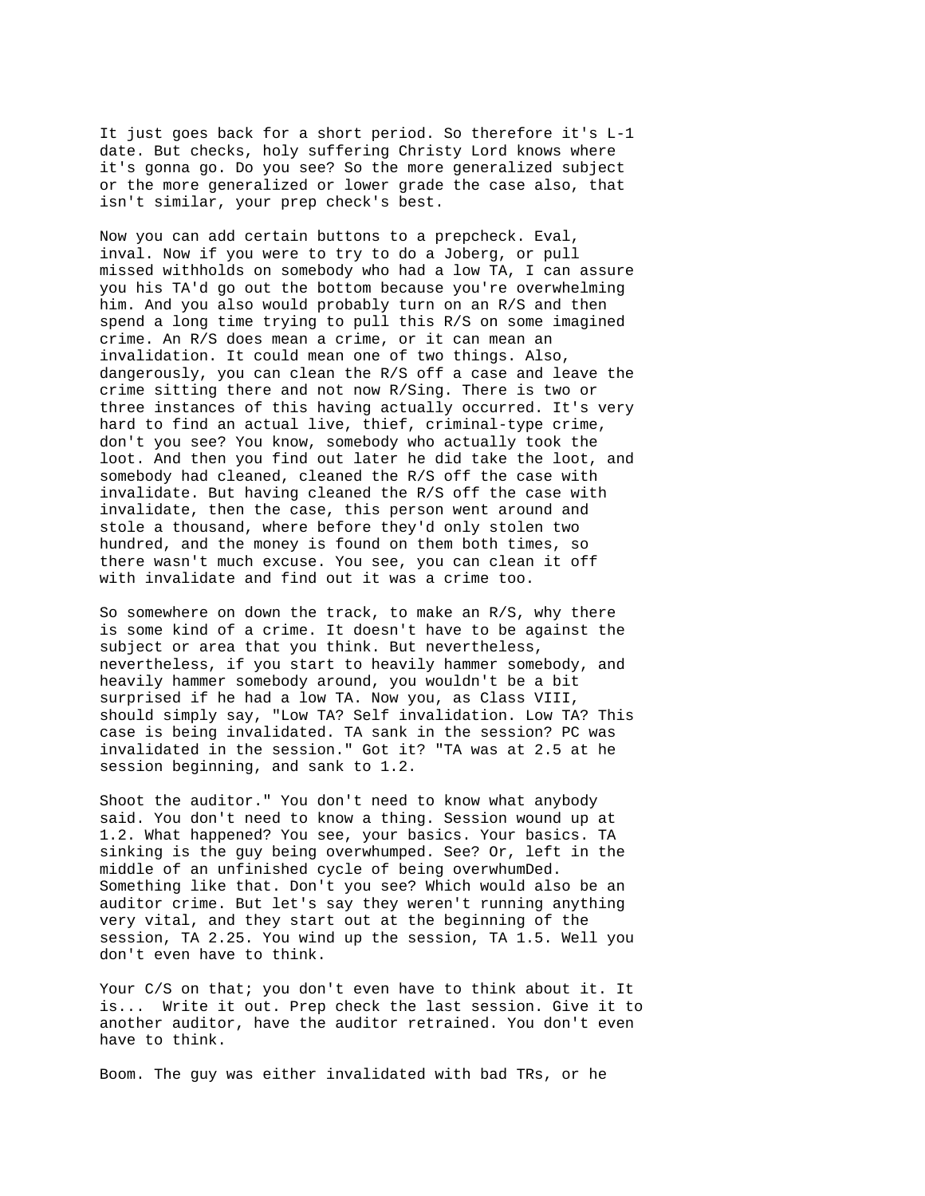It just goes back for a short period. So therefore it's L-1 date. But checks, holy suffering Christy Lord knows where it's gonna go. Do you see? So the more generalized subject or the more generalized or lower grade the case also, that isn't similar, your prep check's best.

Now you can add certain buttons to a prepcheck. Eval, inval. Now if you were to try to do a Joberg, or pull missed withholds on somebody who had a low TA, I can assure you his TA'd go out the bottom because you're overwhelming him. And you also would probably turn on an R/S and then spend a long time trying to pull this R/S on some imagined crime. An R/S does mean a crime, or it can mean an invalidation. It could mean one of two things. Also, dangerously, you can clean the R/S off a case and leave the crime sitting there and not now R/Sing. There is two or three instances of this having actually occurred. It's very hard to find an actual live, thief, criminal-type crime, don't you see? You know, somebody who actually took the loot. And then you find out later he did take the loot, and somebody had cleaned, cleaned the R/S off the case with invalidate. But having cleaned the R/S off the case with invalidate, then the case, this person went around and stole a thousand, where before they'd only stolen two hundred, and the money is found on them both times, so there wasn't much excuse. You see, you can clean it off with invalidate and find out it was a crime too.

So somewhere on down the track, to make an R/S, why there is some kind of a crime. It doesn't have to be against the subject or area that you think. But nevertheless, nevertheless, if you start to heavily hammer somebody, and heavily hammer somebody around, you wouldn't be a bit surprised if he had a low TA. Now you, as Class VIII, should simply say, "Low TA? Self invalidation. Low TA? This case is being invalidated. TA sank in the session? PC was invalidated in the session." Got it? "TA was at 2.5 at he session beginning, and sank to 1.2.

Shoot the auditor." You don't need to know what anybody said. You don't need to know a thing. Session wound up at 1.2. What happened? You see, your basics. Your basics. TA sinking is the guy being overwhumped. See? Or, left in the middle of an unfinished cycle of being overwhumDed. Something like that. Don't you see? Which would also be an auditor crime. But let's say they weren't running anything very vital, and they start out at the beginning of the session, TA 2.25. You wind up the session, TA 1.5. Well you don't even have to think.

Your C/S on that; you don't even have to think about it. It is... Write it out. Prep check the last session. Give it to another auditor, have the auditor retrained. You don't even have to think.

Boom. The guy was either invalidated with bad TRs, or he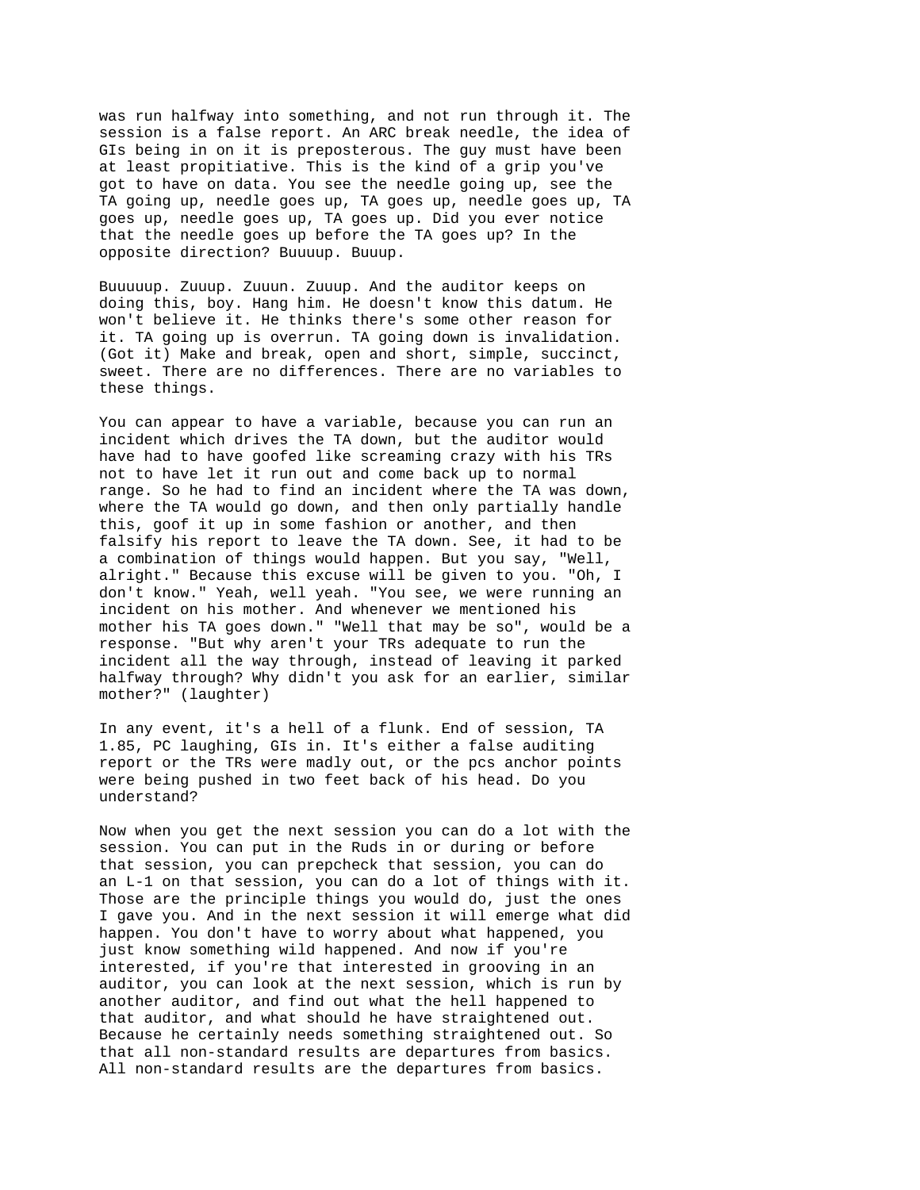was run halfway into something, and not run through it. The session is a false report. An ARC break needle, the idea of GIs being in on it is preposterous. The guy must have been at least propitiative. This is the kind of a grip you've got to have on data. You see the needle going up, see the TA going up, needle goes up, TA goes up, needle goes up, TA goes up, needle goes up, TA goes up. Did you ever notice that the needle goes up before the TA goes up? In the opposite direction? Buuuup. Buuup.

Buuuuup. Zuuup. Zuuun. Zuuup. And the auditor keeps on doing this, boy. Hang him. He doesn't know this datum. He won't believe it. He thinks there's some other reason for it. TA going up is overrun. TA going down is invalidation. (Got it) Make and break, open and short, simple, succinct, sweet. There are no differences. There are no variables to these things.

You can appear to have a variable, because you can run an incident which drives the TA down, but the auditor would have had to have goofed like screaming crazy with his TRs not to have let it run out and come back up to normal range. So he had to find an incident where the TA was down, where the TA would go down, and then only partially handle this, goof it up in some fashion or another, and then falsify his report to leave the TA down. See, it had to be a combination of things would happen. But you say, "Well, alright." Because this excuse will be given to you. "Oh, I don't know." Yeah, well yeah. "You see, we were running an incident on his mother. And whenever we mentioned his mother his TA goes down." "Well that may be so", would be a response. "But why aren't your TRs adequate to run the incident all the way through, instead of leaving it parked halfway through? Why didn't you ask for an earlier, similar mother?" (laughter)

In any event, it's a hell of a flunk. End of session, TA 1.85, PC laughing, GIs in. It's either a false auditing report or the TRs were madly out, or the pcs anchor points were being pushed in two feet back of his head. Do you understand?

Now when you get the next session you can do a lot with the session. You can put in the Ruds in or during or before that session, you can prepcheck that session, you can do an L-1 on that session, you can do a lot of things with it. Those are the principle things you would do, just the ones I gave you. And in the next session it will emerge what did happen. You don't have to worry about what happened, you just know something wild happened. And now if you're interested, if you're that interested in grooving in an auditor, you can look at the next session, which is run by another auditor, and find out what the hell happened to that auditor, and what should he have straightened out. Because he certainly needs something straightened out. So that all non-standard results are departures from basics. All non-standard results are the departures from basics.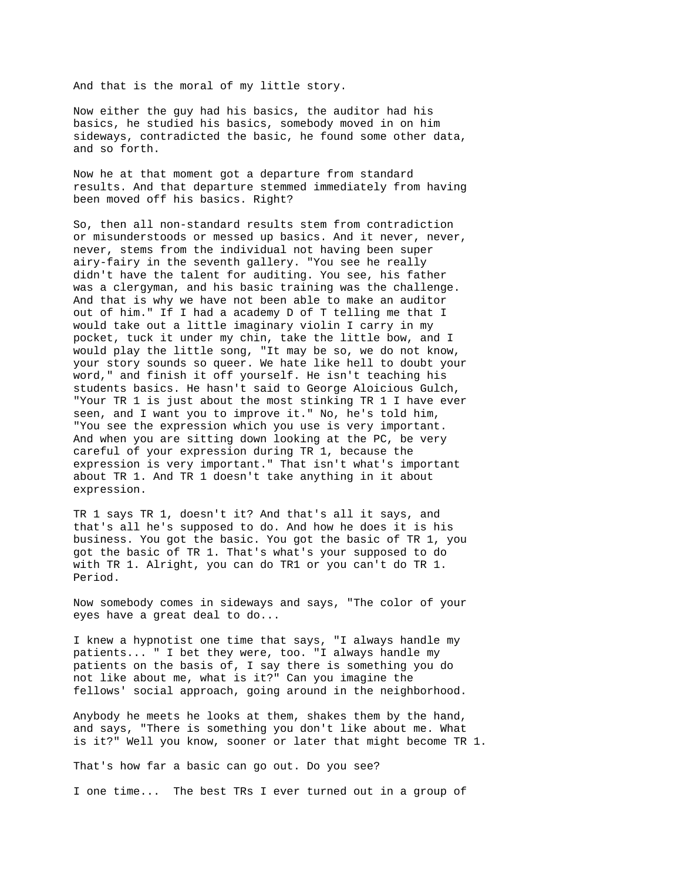And that is the moral of my little story.

Now either the guy had his basics, the auditor had his basics, he studied his basics, somebody moved in on him sideways, contradicted the basic, he found some other data, and so forth.

Now he at that moment got a departure from standard results. And that departure stemmed immediately from having been moved off his basics. Right?

So, then all non-standard results stem from contradiction or misunderstoods or messed up basics. And it never, never, never, stems from the individual not having been super airy-fairy in the seventh gallery. "You see he really didn't have the talent for auditing. You see, his father was a clergyman, and his basic training was the challenge. And that is why we have not been able to make an auditor out of him." If I had a academy D of T telling me that I would take out a little imaginary violin I carry in my pocket, tuck it under my chin, take the little bow, and I would play the little song, "It may be so, we do not know, your story sounds so queer. We hate like hell to doubt your word," and finish it off yourself. He isn't teaching his students basics. He hasn't said to George Aloicious Gulch, "Your TR 1 is just about the most stinking TR 1 I have ever seen, and I want you to improve it." No, he's told him, "You see the expression which you use is very important. And when you are sitting down looking at the PC, be very careful of your expression during TR 1, because the expression is very important." That isn't what's important about TR 1. And TR 1 doesn't take anything in it about expression.

TR 1 says TR 1, doesn't it? And that's all it says, and that's all he's supposed to do. And how he does it is his business. You got the basic. You got the basic of TR 1, you got the basic of TR 1. That's what's your supposed to do with TR 1. Alright, you can do TR1 or you can't do TR 1. Period.

Now somebody comes in sideways and says, "The color of your eyes have a great deal to do...

I knew a hypnotist one time that says, "I always handle my patients... " I bet they were, too. "I always handle my patients on the basis of, I say there is something you do not like about me, what is it?" Can you imagine the fellows' social approach, going around in the neighborhood.

Anybody he meets he looks at them, shakes them by the hand, and says, "There is something you don't like about me. What is it?" Well you know, sooner or later that might become TR 1.

That's how far a basic can go out. Do you see?

I one time... The best TRs I ever turned out in a group of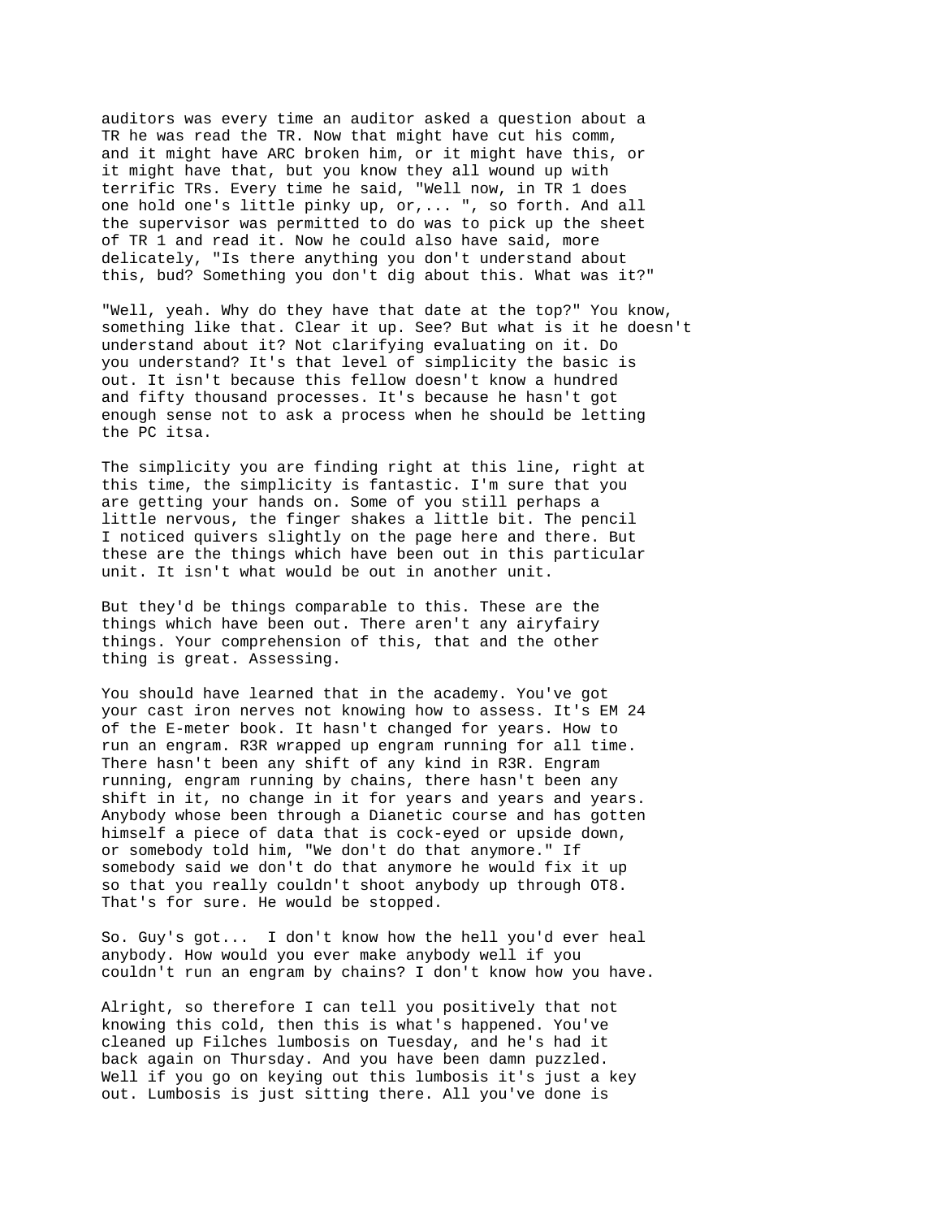auditors was every time an auditor asked a question about a TR he was read the TR. Now that might have cut his comm, and it might have ARC broken him, or it might have this, or it might have that, but you know they all wound up with terrific TRs. Every time he said, "Well now, in TR 1 does one hold one's little pinky up, or,... ", so forth. And all the supervisor was permitted to do was to pick up the sheet of TR 1 and read it. Now he could also have said, more delicately, "Is there anything you don't understand about this, bud? Something you don't dig about this. What was it?"

"Well, yeah. Why do they have that date at the top?" You know, something like that. Clear it up. See? But what is it he doesn't understand about it? Not clarifying evaluating on it. Do you understand? It's that level of simplicity the basic is out. It isn't because this fellow doesn't know a hundred and fifty thousand processes. It's because he hasn't got enough sense not to ask a process when he should be letting the PC itsa.

The simplicity you are finding right at this line, right at this time, the simplicity is fantastic. I'm sure that you are getting your hands on. Some of you still perhaps a little nervous, the finger shakes a little bit. The pencil I noticed quivers slightly on the page here and there. But these are the things which have been out in this particular unit. It isn't what would be out in another unit.

But they'd be things comparable to this. These are the things which have been out. There aren't any airyfairy things. Your comprehension of this, that and the other thing is great. Assessing.

You should have learned that in the academy. You've got your cast iron nerves not knowing how to assess. It's EM 24 of the E-meter book. It hasn't changed for years. How to run an engram. R3R wrapped up engram running for all time. There hasn't been any shift of any kind in R3R. Engram running, engram running by chains, there hasn't been any shift in it, no change in it for years and years and years. Anybody whose been through a Dianetic course and has gotten himself a piece of data that is cock-eyed or upside down, or somebody told him, "We don't do that anymore." If somebody said we don't do that anymore he would fix it up so that you really couldn't shoot anybody up through OT8. That's for sure. He would be stopped.

So. Guy's got... I don't know how the hell you'd ever heal anybody. How would you ever make anybody well if you couldn't run an engram by chains? I don't know how you have.

Alright, so therefore I can tell you positively that not knowing this cold, then this is what's happened. You've cleaned up Filches lumbosis on Tuesday, and he's had it back again on Thursday. And you have been damn puzzled. Well if you go on keying out this lumbosis it's just a key out. Lumbosis is just sitting there. All you've done is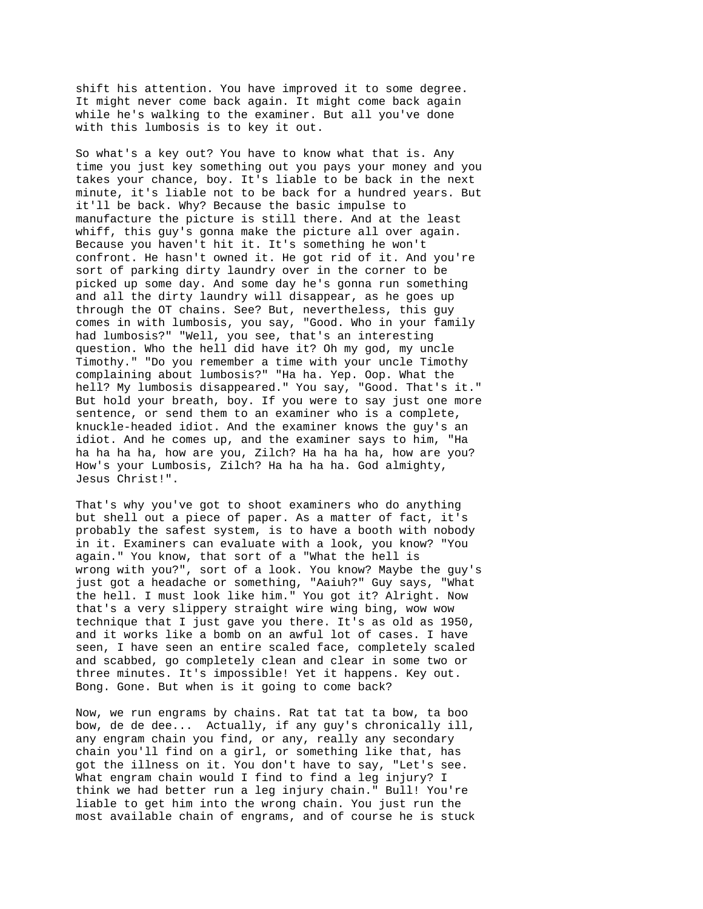shift his attention. You have improved it to some degree. It might never come back again. It might come back again while he's walking to the examiner. But all you've done with this lumbosis is to key it out.

So what's a key out? You have to know what that is. Any time you just key something out you pays your money and you takes your chance, boy. It's liable to be back in the next minute, it's liable not to be back for a hundred years. But it'll be back. Why? Because the basic impulse to manufacture the picture is still there. And at the least whiff, this guy's gonna make the picture all over again. Because you haven't hit it. It's something he won't confront. He hasn't owned it. He got rid of it. And you're sort of parking dirty laundry over in the corner to be picked up some day. And some day he's gonna run something and all the dirty laundry will disappear, as he goes up through the OT chains. See? But, nevertheless, this guy comes in with lumbosis, you say, "Good. Who in your family had lumbosis?" "Well, you see, that's an interesting question. Who the hell did have it? Oh my god, my uncle Timothy." "Do you remember a time with your uncle Timothy complaining about lumbosis?" "Ha ha. Yep. Oop. What the hell? My lumbosis disappeared." You say, "Good. That's it." But hold your breath, boy. If you were to say just one more sentence, or send them to an examiner who is a complete, knuckle-headed idiot. And the examiner knows the guy's an idiot. And he comes up, and the examiner says to him, "Ha ha ha ha ha, how are you, Zilch? Ha ha ha ha, how are you? How's your Lumbosis, Zilch? Ha ha ha ha. God almighty, Jesus Christ!".

That's why you've got to shoot examiners who do anything but shell out a piece of paper. As a matter of fact, it's probably the safest system, is to have a booth with nobody in it. Examiners can evaluate with a look, you know? "You again." You know, that sort of a "What the hell is wrong with you?", sort of a look. You know? Maybe the guy's just got a headache or something, "Aaiuh?" Guy says, "What the hell. I must look like him." You got it? Alright. Now that's a very slippery straight wire wing bing, wow wow technique that I just gave you there. It's as old as 1950, and it works like a bomb on an awful lot of cases. I have seen, I have seen an entire scaled face, completely scaled and scabbed, go completely clean and clear in some two or three minutes. It's impossible! Yet it happens. Key out. Bong. Gone. But when is it going to come back?

Now, we run engrams by chains. Rat tat tat ta bow, ta boo bow, de de dee... Actually, if any guy's chronically ill, any engram chain you find, or any, really any secondary chain you'll find on a girl, or something like that, has got the illness on it. You don't have to say, "Let's see. What engram chain would I find to find a leg injury? I think we had better run a leg injury chain." Bull! You're liable to get him into the wrong chain. You just run the most available chain of engrams, and of course he is stuck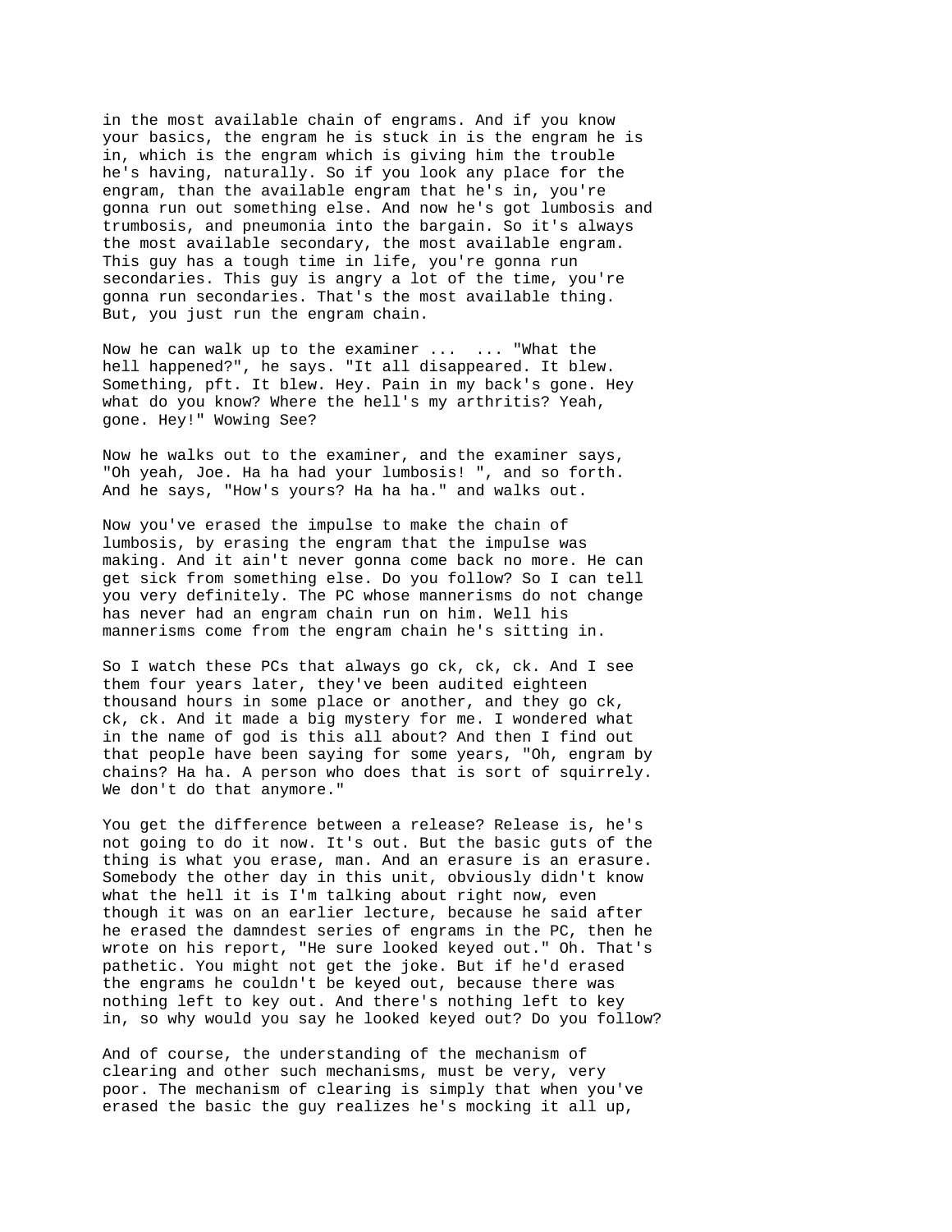in the most available chain of engrams. And if you know your basics, the engram he is stuck in is the engram he is in, which is the engram which is giving him the trouble he's having, naturally. So if you look any place for the engram, than the available engram that he's in, you're gonna run out something else. And now he's got lumbosis and trumbosis, and pneumonia into the bargain. So it's always the most available secondary, the most available engram. This guy has a tough time in life, you're gonna run secondaries. This guy is angry a lot of the time, you're gonna run secondaries. That's the most available thing. But, you just run the engram chain.

Now he can walk up to the examiner ... ... "What the hell happened?", he says. "It all disappeared. It blew. Something, pft. It blew. Hey. Pain in my back's gone. Hey what do you know? Where the hell's my arthritis? Yeah, gone. Hey!" Wowing See?

Now he walks out to the examiner, and the examiner says, "Oh yeah, Joe. Ha ha had your lumbosis! ", and so forth. And he says, "How's yours? Ha ha ha." and walks out.

Now you've erased the impulse to make the chain of lumbosis, by erasing the engram that the impulse was making. And it ain't never gonna come back no more. He can get sick from something else. Do you follow? So I can tell you very definitely. The PC whose mannerisms do not change has never had an engram chain run on him. Well his mannerisms come from the engram chain he's sitting in.

So I watch these PCs that always go ck, ck, ck. And I see them four years later, they've been audited eighteen thousand hours in some place or another, and they go ck, ck, ck. And it made a big mystery for me. I wondered what in the name of god is this all about? And then I find out that people have been saying for some years, "Oh, engram by chains? Ha ha. A person who does that is sort of squirrely. We don't do that anymore."

You get the difference between a release? Release is, he's not going to do it now. It's out. But the basic guts of the thing is what you erase, man. And an erasure is an erasure. Somebody the other day in this unit, obviously didn't know what the hell it is I'm talking about right now, even though it was on an earlier lecture, because he said after he erased the damndest series of engrams in the PC, then he wrote on his report, "He sure looked keyed out." Oh. That's pathetic. You might not get the joke. But if he'd erased the engrams he couldn't be keyed out, because there was nothing left to key out. And there's nothing left to key in, so why would you say he looked keyed out? Do you follow?

And of course, the understanding of the mechanism of clearing and other such mechanisms, must be very, very poor. The mechanism of clearing is simply that when you've erased the basic the guy realizes he's mocking it all up,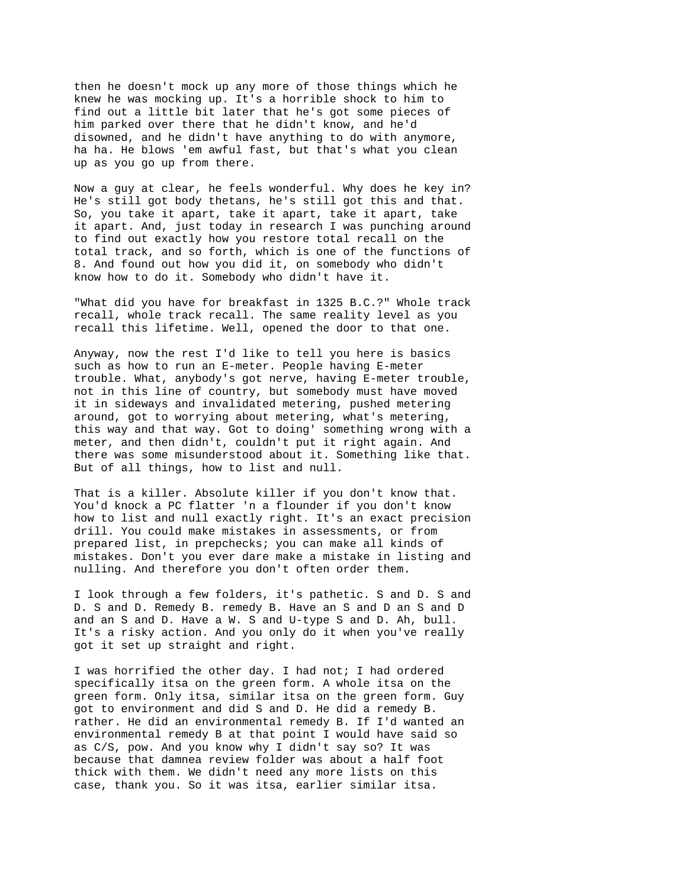then he doesn't mock up any more of those things which he knew he was mocking up. It's a horrible shock to him to find out a little bit later that he's got some pieces of him parked over there that he didn't know, and he'd disowned, and he didn't have anything to do with anymore, ha ha. He blows 'em awful fast, but that's what you clean up as you go up from there.

Now a guy at clear, he feels wonderful. Why does he key in? He's still got body thetans, he's still got this and that. So, you take it apart, take it apart, take it apart, take it apart. And, just today in research I was punching around to find out exactly how you restore total recall on the total track, and so forth, which is one of the functions of 8. And found out how you did it, on somebody who didn't know how to do it. Somebody who didn't have it.

"What did you have for breakfast in 1325 B.C.?" Whole track recall, whole track recall. The same reality level as you recall this lifetime. Well, opened the door to that one.

Anyway, now the rest I'd like to tell you here is basics such as how to run an E-meter. People having E-meter trouble. What, anybody's got nerve, having E-meter trouble, not in this line of country, but somebody must have moved it in sideways and invalidated metering, pushed metering around, got to worrying about metering, what's metering, this way and that way. Got to doing' something wrong with a meter, and then didn't, couldn't put it right again. And there was some misunderstood about it. Something like that. But of all things, how to list and null.

That is a killer. Absolute killer if you don't know that. You'd knock a PC flatter 'n a flounder if you don't know how to list and null exactly right. It's an exact precision drill. You could make mistakes in assessments, or from prepared list, in prepchecks; you can make all kinds of mistakes. Don't you ever dare make a mistake in listing and nulling. And therefore you don't often order them.

I look through a few folders, it's pathetic. S and D. S and D. S and D. Remedy B. remedy B. Have an S and D an S and D and an S and D. Have a W. S and U-type S and D. Ah, bull. It's a risky action. And you only do it when you've really got it set up straight and right.

I was horrified the other day. I had not; I had ordered specifically itsa on the green form. A whole itsa on the green form. Only itsa, similar itsa on the green form. Guy got to environment and did S and D. He did a remedy B. rather. He did an environmental remedy B. If I'd wanted an environmental remedy B at that point I would have said so as C/S, pow. And you know why I didn't say so? It was because that damnea review folder was about a half foot thick with them. We didn't need any more lists on this case, thank you. So it was itsa, earlier similar itsa.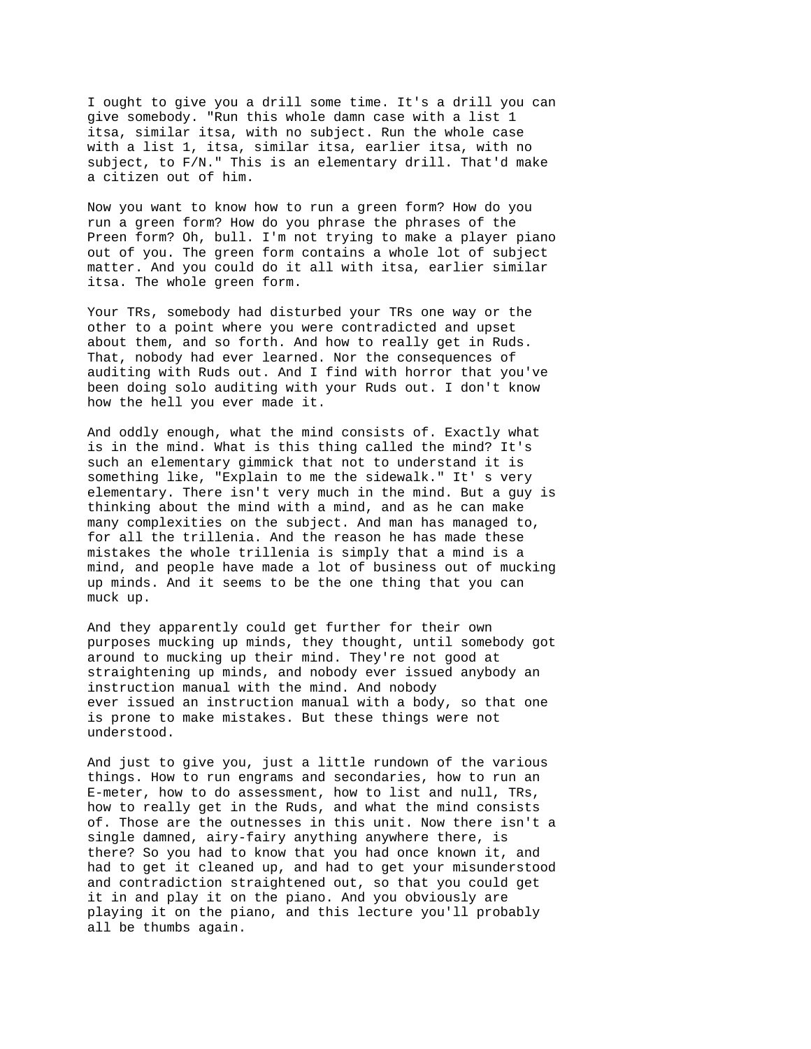I ought to give you a drill some time. It's a drill you can give somebody. "Run this whole damn case with a list 1 itsa, similar itsa, with no subject. Run the whole case with a list 1, itsa, similar itsa, earlier itsa, with no subject, to F/N." This is an elementary drill. That'd make a citizen out of him.

Now you want to know how to run a green form? How do you run a green form? How do you phrase the phrases of the Preen form? Oh, bull. I'm not trying to make a player piano out of you. The green form contains a whole lot of subject matter. And you could do it all with itsa, earlier similar itsa. The whole green form.

Your TRs, somebody had disturbed your TRs one way or the other to a point where you were contradicted and upset about them, and so forth. And how to really get in Ruds. That, nobody had ever learned. Nor the consequences of auditing with Ruds out. And I find with horror that you've been doing solo auditing with your Ruds out. I don't know how the hell you ever made it.

And oddly enough, what the mind consists of. Exactly what is in the mind. What is this thing called the mind? It's such an elementary gimmick that not to understand it is something like, "Explain to me the sidewalk." It' s very elementary. There isn't very much in the mind. But a guy is thinking about the mind with a mind, and as he can make many complexities on the subject. And man has managed to, for all the trillenia. And the reason he has made these mistakes the whole trillenia is simply that a mind is a mind, and people have made a lot of business out of mucking up minds. And it seems to be the one thing that you can muck up.

And they apparently could get further for their own purposes mucking up minds, they thought, until somebody got around to mucking up their mind. They're not good at straightening up minds, and nobody ever issued anybody an instruction manual with the mind. And nobody ever issued an instruction manual with a body, so that one is prone to make mistakes. But these things were not understood.

And just to give you, just a little rundown of the various things. How to run engrams and secondaries, how to run an E-meter, how to do assessment, how to list and null, TRs, how to really get in the Ruds, and what the mind consists of. Those are the outnesses in this unit. Now there isn't a single damned, airy-fairy anything anywhere there, is there? So you had to know that you had once known it, and had to get it cleaned up, and had to get your misunderstood and contradiction straightened out, so that you could get it in and play it on the piano. And you obviously are playing it on the piano, and this lecture you'll probably all be thumbs again.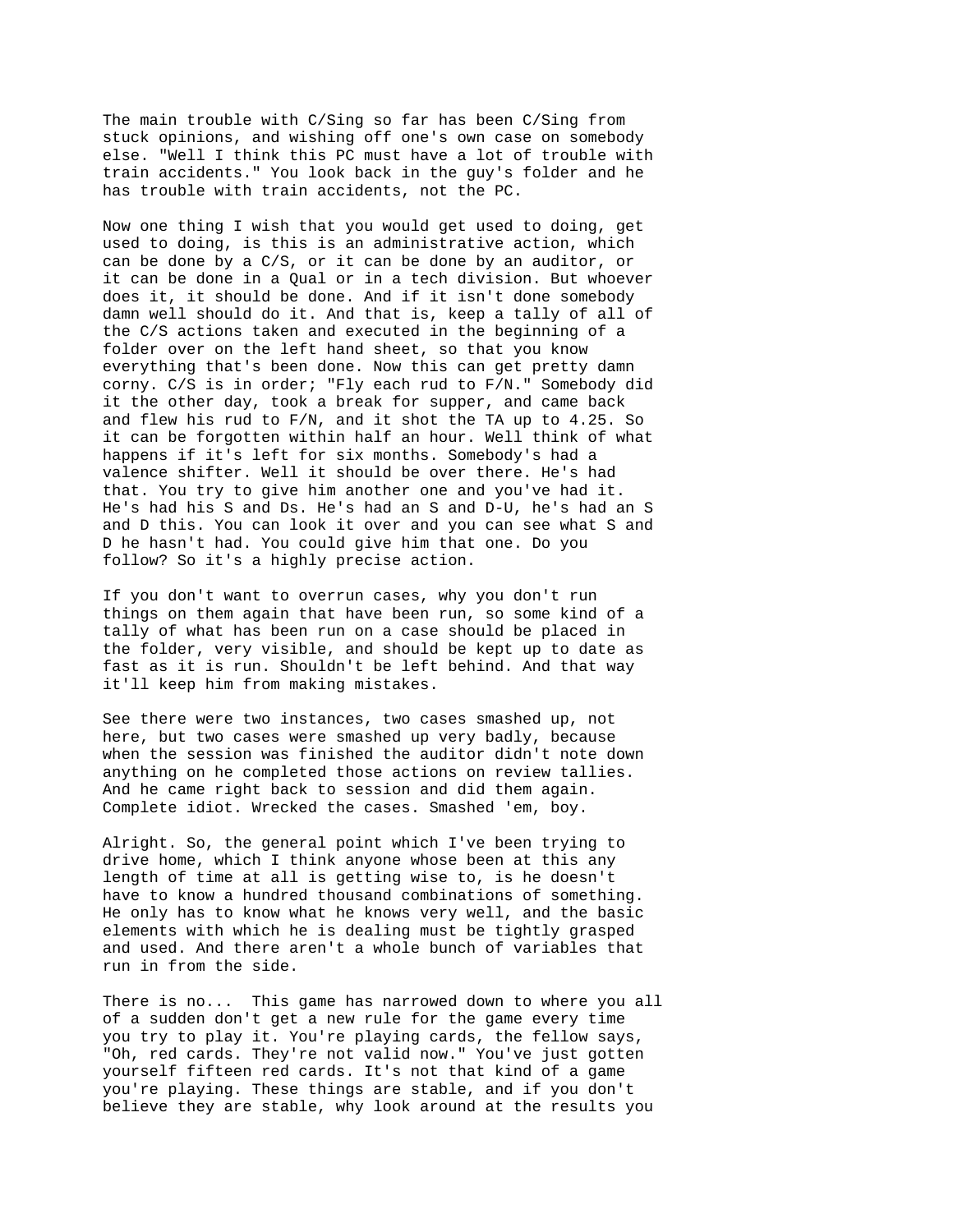The main trouble with C/Sing so far has been C/Sing from stuck opinions, and wishing off one's own case on somebody else. "Well I think this PC must have a lot of trouble with train accidents." You look back in the guy's folder and he has trouble with train accidents, not the PC.

Now one thing I wish that you would get used to doing, get used to doing, is this is an administrative action, which can be done by a C/S, or it can be done by an auditor, or it can be done in a Qual or in a tech division. But whoever does it, it should be done. And if it isn't done somebody damn well should do it. And that is, keep a tally of all of the C/S actions taken and executed in the beginning of a folder over on the left hand sheet, so that you know everything that's been done. Now this can get pretty damn corny. C/S is in order; "Fly each rud to F/N." Somebody did it the other day, took a break for supper, and came back and flew his rud to F/N, and it shot the TA up to 4.25. So it can be forgotten within half an hour. Well think of what happens if it's left for six months. Somebody's had a valence shifter. Well it should be over there. He's had that. You try to give him another one and you've had it. He's had his S and Ds. He's had an S and D-U, he's had an S and D this. You can look it over and you can see what S and D he hasn't had. You could give him that one. Do you follow? So it's a highly precise action.

If you don't want to overrun cases, why you don't run things on them again that have been run, so some kind of a tally of what has been run on a case should be placed in the folder, very visible, and should be kept up to date as fast as it is run. Shouldn't be left behind. And that way it'll keep him from making mistakes.

See there were two instances, two cases smashed up, not here, but two cases were smashed up very badly, because when the session was finished the auditor didn't note down anything on he completed those actions on review tallies. And he came right back to session and did them again. Complete idiot. Wrecked the cases. Smashed 'em, boy.

Alright. So, the general point which I've been trying to drive home, which I think anyone whose been at this any length of time at all is getting wise to, is he doesn't have to know a hundred thousand combinations of something. He only has to know what he knows very well, and the basic elements with which he is dealing must be tightly grasped and used. And there aren't a whole bunch of variables that run in from the side.

There is no... This game has narrowed down to where you all of a sudden don't get a new rule for the game every time you try to play it. You're playing cards, the fellow says, "Oh, red cards. They're not valid now." You've just gotten yourself fifteen red cards. It's not that kind of a game you're playing. These things are stable, and if you don't believe they are stable, why look around at the results you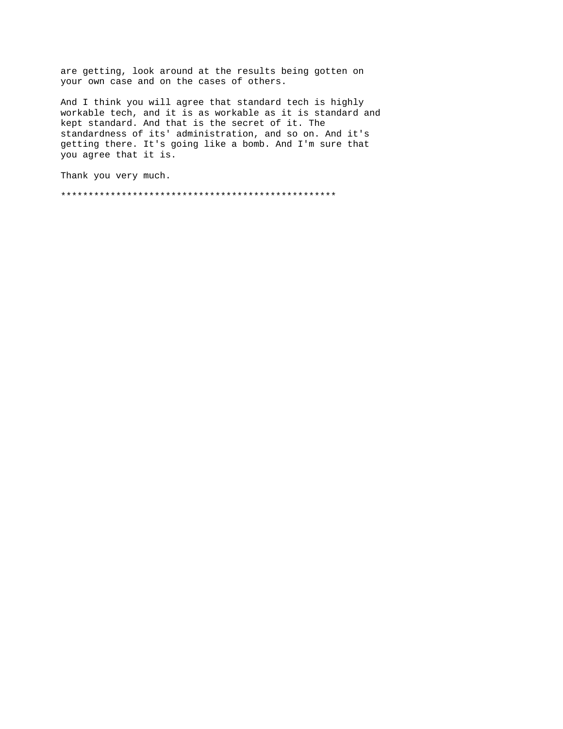are getting, look around at the results being gotten on your own case and on the cases of others.

And I think you will agree that standard tech is highly workable tech, and it is as workable as it is standard and kept standard. And that is the secret of it. The standardness of its' administration, and so on. And it's getting there. It's going like a bomb. And I'm sure that you agree that it is.

Thank you very much.

**************************************************